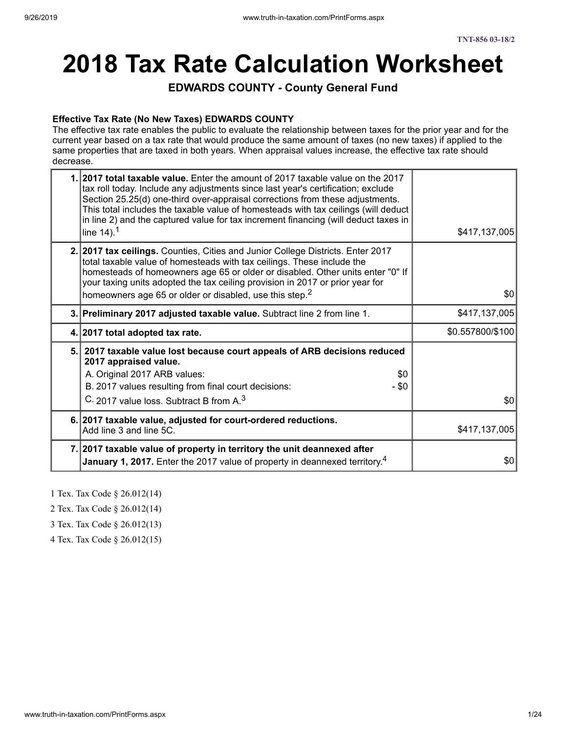TNT-856 03-18/2

# 2018 Tax Rate Calculation Worksheet

### EDWARDS COUNTY - County General Fund

**Effective Tax Rate (No New Taxes) EDWARDS COUNTY**
The effective tax rate enables the public to evaluate the relationship between taxes for the prior year and for the current year based on a tax rate that would produce the same amount of taxes (no new taxes) if applied to the same properties that are taxed in both years. When appraisal values increase, the effective tax rate should decrease.

| | | |
|---|---|---|
| 1. | **2017 total taxable value.** Enter the amount of 2017 taxable value on the 2017 tax roll today. Include any adjustments since last year's certification; exclude Section 25.25(d) one-third over-appraisal corrections from these adjustments. This total includes the taxable value of homesteads with tax ceilings (will deduct in line 2) and the captured value for tax increment financing (will deduct taxes in line 14).[1] | $417,137,005 |
| 2. | **2017 tax ceilings.** Counties, Cities and Junior College Districts. Enter 2017 total taxable value of homesteads with tax ceilings. These include the homesteads of homeowners age 65 or older or disabled. Other units enter "0" If your taxing units adopted the tax ceiling provision in 2017 or prior year for homeowners age 65 or older or disabled, use this step.[2] | $0 |
| 3. | **Preliminary 2017 adjusted taxable value.** Subtract line 2 from line 1. | $417,137,005 |
| 4. | **2017 total adopted tax rate.** | $0.557800/$100 |
| 5. | **2017 taxable value lost because court appeals of ARB decisions reduced 2017 appraised value.**<br>A. Original 2017 ARB values: $0<br>B. 2017 values resulting from final court decisions: - $0<br>C. 2017 value loss. Subtract B from A.[3] | $0 |
| 6. | **2017 taxable value, adjusted for court-ordered reductions.** Add line 3 and line 5C. | $417,137,005 |
| 7. | **2017 taxable value of property in territory the unit deannexed after January 1, 2017.** Enter the 2017 value of property in deannexed territory.[4] | $0 |

1 Tex. Tax Code § 26.012(14)

2 Tex. Tax Code § 26.012(14)

3 Tex. Tax Code § 26.012(13)

4 Tex. Tax Code § 26.012(15)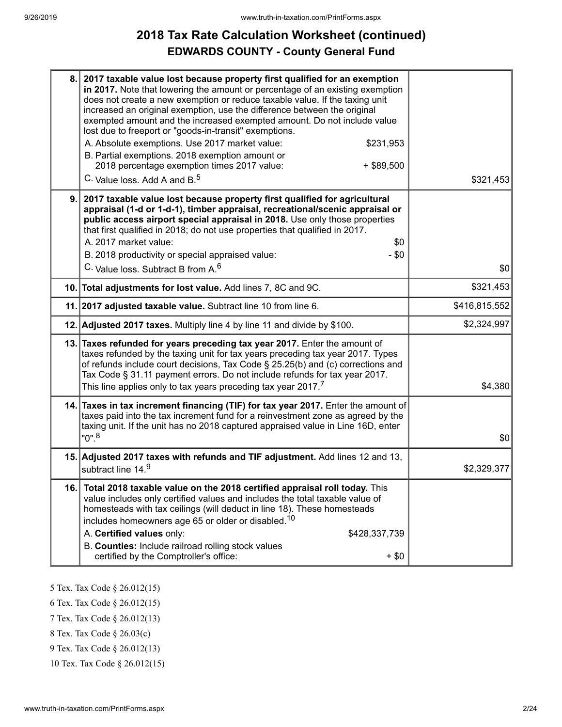# 2018 Tax Rate Calculation Worksheet (continued)

## EDWARDS COUNTY - County General Fund

| Line | Description | Amount |
|---|---|---|
| 8. | **2017 taxable value lost because property first qualified for an exemption in 2017.** Note that lowering the amount or percentage of an existing exemption does not create a new exemption or reduce taxable value. If the taxing unit increased an original exemption, use the difference between the original exempted amount and the increased exempted amount. Do not include value lost due to freeport or "goods-in-transit" exemptions.<br>A. Absolute exemptions. Use 2017 market value: $231,953<br>B. Partial exemptions. 2018 exemption amount or 2018 percentage exemption times 2017 value: + $89,500<br>C. Value loss. Add A and B.[5] | $321,453 |
| 9. | **2017 taxable value lost because property first qualified for agricultural appraisal (1-d or 1-d-1), timber appraisal, recreational/scenic appraisal or public access airport special appraisal in 2018.** Use only those properties that first qualified in 2018; do not use properties that qualified in 2017.<br>A. 2017 market value: $0<br>B. 2018 productivity or special appraised value: - $0<br>C. Value loss. Subtract B from A.[6] | $0 |
| 10. | **Total adjustments for lost value.** Add lines 7, 8C and 9C. | $321,453 |
| 11. | **2017 adjusted taxable value.** Subtract line 10 from line 6. | $416,815,552 |
| 12. | **Adjusted 2017 taxes.** Multiply line 4 by line 11 and divide by $100. | $2,324,997 |
| 13. | **Taxes refunded for years preceding tax year 2017.** Enter the amount of taxes refunded by the taxing unit for tax years preceding tax year 2017. Types of refunds include court decisions, Tax Code § 25.25(b) and (c) corrections and Tax Code § 31.11 payment errors. Do not include refunds for tax year 2017. This line applies only to tax years preceding tax year 2017.[7] | $4,380 |
| 14. | **Taxes in tax increment financing (TIF) for tax year 2017.** Enter the amount of taxes paid into the tax increment fund for a reinvestment zone as agreed by the taxing unit. If the unit has no 2018 captured appraised value in Line 16D, enter "0".[8] | $0 |
| 15. | **Adjusted 2017 taxes with refunds and TIF adjustment.** Add lines 12 and 13, subtract line 14.[9] | $2,329,377 |
| 16. | **Total 2018 taxable value on the 2018 certified appraisal roll today.** This value includes only certified values and includes the total taxable value of homesteads with tax ceilings (will deduct in line 18). These homesteads includes homeowners age 65 or older or disabled.[10]<br>A. **Certified values** only: $428,337,739<br>B. **Counties:** Include railroad rolling stock values certified by the Comptroller's office: + $0 | |

5 Tex. Tax Code § 26.012(15)

6 Tex. Tax Code § 26.012(15)

7 Tex. Tax Code § 26.012(13)

8 Tex. Tax Code § 26.03(c)

9 Tex. Tax Code § 26.012(13)

10 Tex. Tax Code § 26.012(15)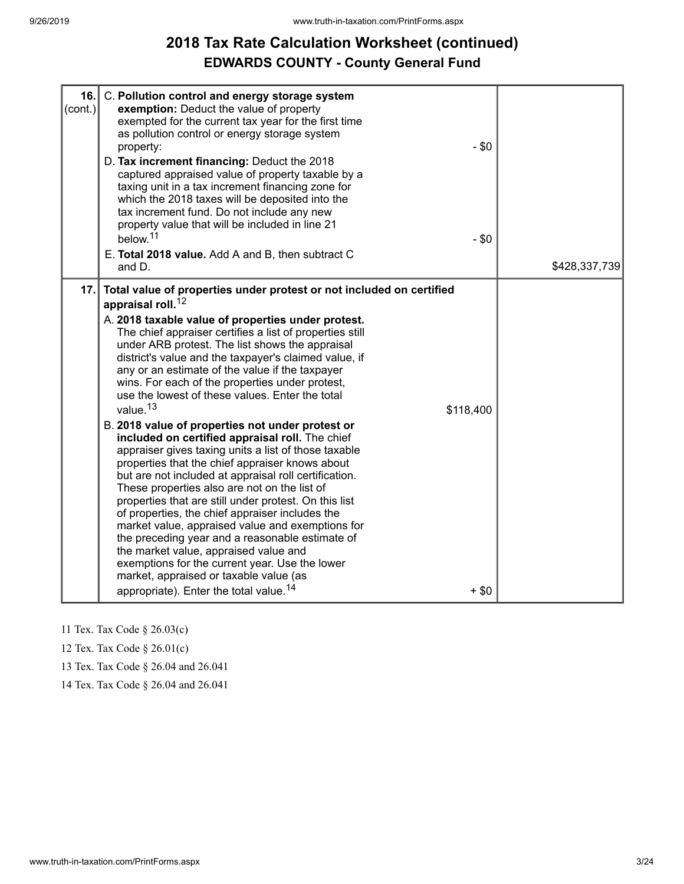# 2018 Tax Rate Calculation Worksheet (continued)

## EDWARDS COUNTY - County General Fund

| | | |
|---|---|---|
| **16.** (cont.) | C. **Pollution control and energy storage system exemption:** Deduct the value of property exempted for the current tax year for the first time as pollution control or energy storage system property: - $0<br>D. **Tax increment financing:** Deduct the 2018 captured appraised value of property taxable by a taxing unit in a tax increment financing zone for which the 2018 taxes will be deposited into the tax increment fund. Do not include any new property value that will be included in line 21 below.[11] - $0<br>E. **Total 2018 value.** Add A and B, then subtract C and D. | $428,337,739 |
| **17.** | **Total value of properties under protest or not included on certified appraisal roll.**[12]<br>A. **2018 taxable value of properties under protest.** The chief appraiser certifies a list of properties still under ARB protest. The list shows the appraisal district's value and the taxpayer's claimed value, if any or an estimate of the value if the taxpayer wins. For each of the properties under protest, use the lowest of these values. Enter the total value.[13] $118,400<br>B. **2018 value of properties not under protest or included on certified appraisal roll.** The chief appraiser gives taxing units a list of those taxable properties that the chief appraiser knows about but are not included at appraisal roll certification. These properties also are not on the list of properties that are still under protest. On this list of properties, the chief appraiser includes the market value, appraised value and exemptions for the preceding year and a reasonable estimate of the market value, appraised value and exemptions for the current year. Use the lower market, appraised or taxable value (as appropriate). Enter the total value.[14] + $0 | |

11 Tex. Tax Code § 26.03(c)

12 Tex. Tax Code § 26.01(c)

13 Tex. Tax Code § 26.04 and 26.041

14 Tex. Tax Code § 26.04 and 26.041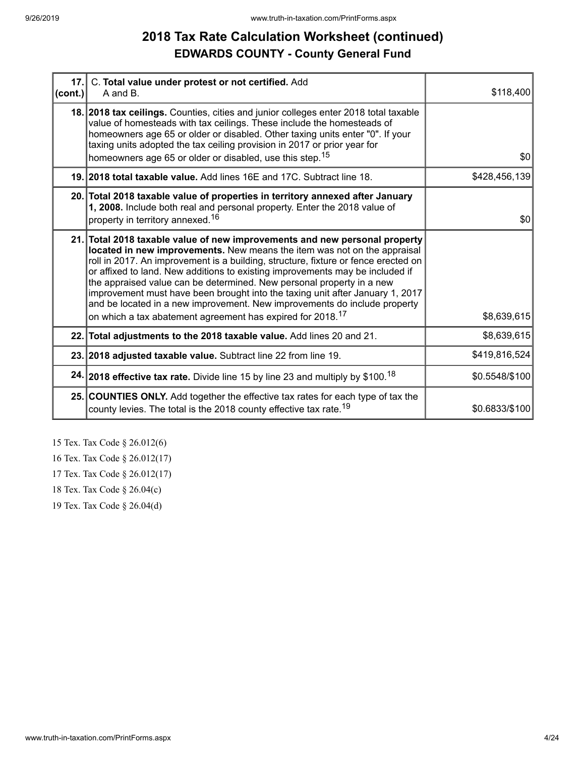# 2018 Tax Rate Calculation Worksheet (continued)

## EDWARDS COUNTY - County General Fund

| | | |
|---|---|---|
| **17. (cont.)** | C. **Total value under protest or not certified.** Add A and B. | $118,400 |
| **18.** | **2018 tax ceilings.** Counties, cities and junior colleges enter 2018 total taxable value of homesteads with tax ceilings. These include the homesteads of homeowners age 65 or older or disabled. Other taxing units enter "0". If your taxing units adopted the tax ceiling provision in 2017 or prior year for homeowners age 65 or older or disabled, use this step.[15] | $0 |
| **19.** | **2018 total taxable value.** Add lines 16E and 17C. Subtract line 18. | $428,456,139 |
| **20.** | **Total 2018 taxable value of properties in territory annexed after January 1, 2008.** Include both real and personal property. Enter the 2018 value of property in territory annexed.[16] | $0 |
| **21.** | **Total 2018 taxable value of new improvements and new personal property located in new improvements.** New means the item was not on the appraisal roll in 2017. An improvement is a building, structure, fixture or fence erected on or affixed to land. New additions to existing improvements may be included if the appraised value can be determined. New personal property in a new improvement must have been brought into the taxing unit after January 1, 2017 and be located in a new improvement. New improvements do include property on which a tax abatement agreement has expired for 2018.[17] | $8,639,615 |
| **22.** | **Total adjustments to the 2018 taxable value.** Add lines 20 and 21. | $8,639,615 |
| **23.** | **2018 adjusted taxable value.** Subtract line 22 from line 19. | $419,816,524 |
| **24.** | **2018 effective tax rate.** Divide line 15 by line 23 and multiply by $100.[18] | $0.5548/$100 |
| **25.** | **COUNTIES ONLY.** Add together the effective tax rates for each type of tax the county levies. The total is the 2018 county effective tax rate.[19] | $0.6833/$100 |

15 Tex. Tax Code § 26.012(6)

16 Tex. Tax Code § 26.012(17)

17 Tex. Tax Code § 26.012(17)

18 Tex. Tax Code § 26.04(c)

19 Tex. Tax Code § 26.04(d)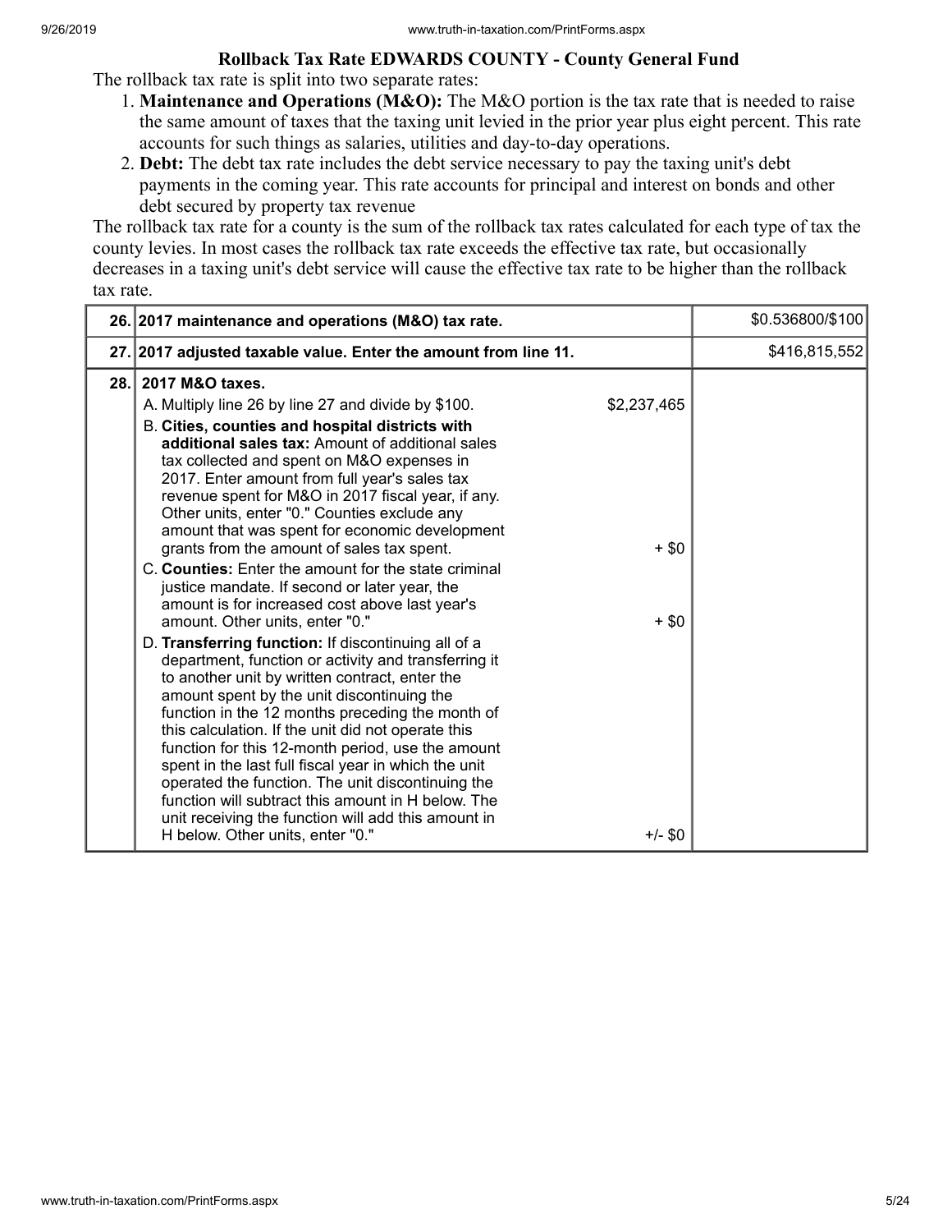## Rollback Tax Rate EDWARDS COUNTY - County General Fund

The rollback tax rate is split into two separate rates:

1. **Maintenance and Operations (M&O):** The M&O portion is the tax rate that is needed to raise the same amount of taxes that the taxing unit levied in the prior year plus eight percent. This rate accounts for such things as salaries, utilities and day-to-day operations.
2. **Debt:** The debt tax rate includes the debt service necessary to pay the taxing unit's debt payments in the coming year. This rate accounts for principal and interest on bonds and other debt secured by property tax revenue

The rollback tax rate for a county is the sum of the rollback tax rates calculated for each type of tax the county levies. In most cases the rollback tax rate exceeds the effective tax rate, but occasionally decreases in a taxing unit's debt service will cause the effective tax rate to be higher than the rollback tax rate.

| | | | |
|---|---|---|---|
| 26. | **2017 maintenance and operations (M&O) tax rate.** | | $0.536800/$100 |
| 27. | **2017 adjusted taxable value. Enter the amount from line 11.** | | $416,815,552 |
| 28. | **2017 M&O taxes.** | | |
| | A. Multiply line 26 by line 27 and divide by $100. | $2,237,465 | |
| | B. **Cities, counties and hospital districts with additional sales tax:** Amount of additional sales tax collected and spent on M&O expenses in 2017. Enter amount from full year's sales tax revenue spent for M&O in 2017 fiscal year, if any. Other units, enter "0." Counties exclude any amount that was spent for economic development grants from the amount of sales tax spent. | + $0 | |
| | C. **Counties:** Enter the amount for the state criminal justice mandate. If second or later year, the amount is for increased cost above last year's amount. Other units, enter "0." | + $0 | |
| | D. **Transferring function:** If discontinuing all of a department, function or activity and transferring it to another unit by written contract, enter the amount spent by the unit discontinuing the function in the 12 months preceding the month of this calculation. If the unit did not operate this function for this 12-month period, use the amount spent in the last full fiscal year in which the unit operated the function. The unit discontinuing the function will subtract this amount in H below. The unit receiving the function will add this amount in H below. Other units, enter "0." | +/- $0 | |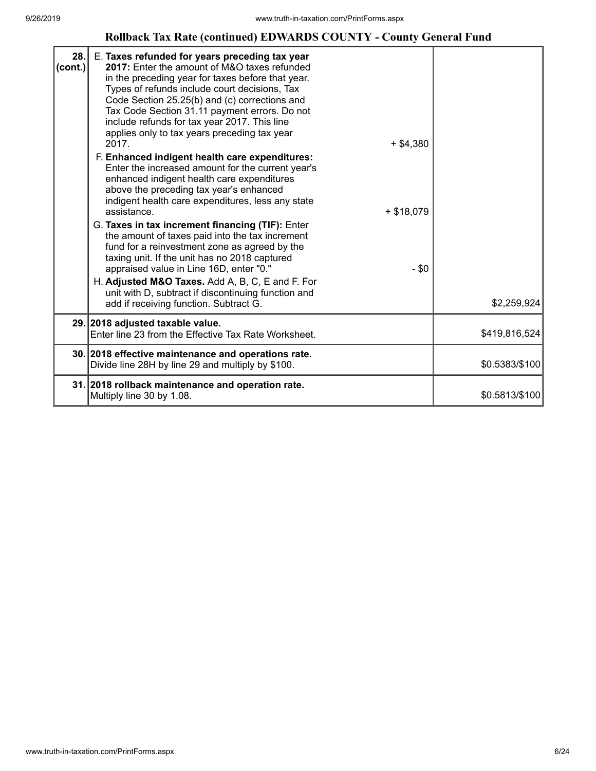## Rollback Tax Rate (continued) EDWARDS COUNTY - County General Fund

| | | | |
|---|---|---|---|
| 28. (cont.) | E. **Taxes refunded for years preceding tax year 2017:** Enter the amount of M&O taxes refunded in the preceding year for taxes before that year. Types of refunds include court decisions, Tax Code Section 25.25(b) and (c) corrections and Tax Code Section 31.11 payment errors. Do not include refunds for tax year 2017. This line applies only to tax years preceding tax year 2017. | + $4,380 | |
| | F. **Enhanced indigent health care expenditures:** Enter the increased amount for the current year's enhanced indigent health care expenditures above the preceding tax year's enhanced indigent health care expenditures, less any state assistance. | + $18,079 | |
| | G. **Taxes in tax increment financing (TIF):** Enter the amount of taxes paid into the tax increment fund for a reinvestment zone as agreed by the taxing unit. If the unit has no 2018 captured appraised value in Line 16D, enter "0." | - $0 | |
| | H. **Adjusted M&O Taxes.** Add A, B, C, E and F. For unit with D, subtract if discontinuing function and add if receiving function. Subtract G. | | $2,259,924 |
| 29. | **2018 adjusted taxable value.** Enter line 23 from the Effective Tax Rate Worksheet. | | $419,816,524 |
| 30. | **2018 effective maintenance and operations rate.** Divide line 28H by line 29 and multiply by $100. | | $0.5383/$100 |
| 31. | **2018 rollback maintenance and operation rate.** Multiply line 30 by 1.08. | | $0.5813/$100 |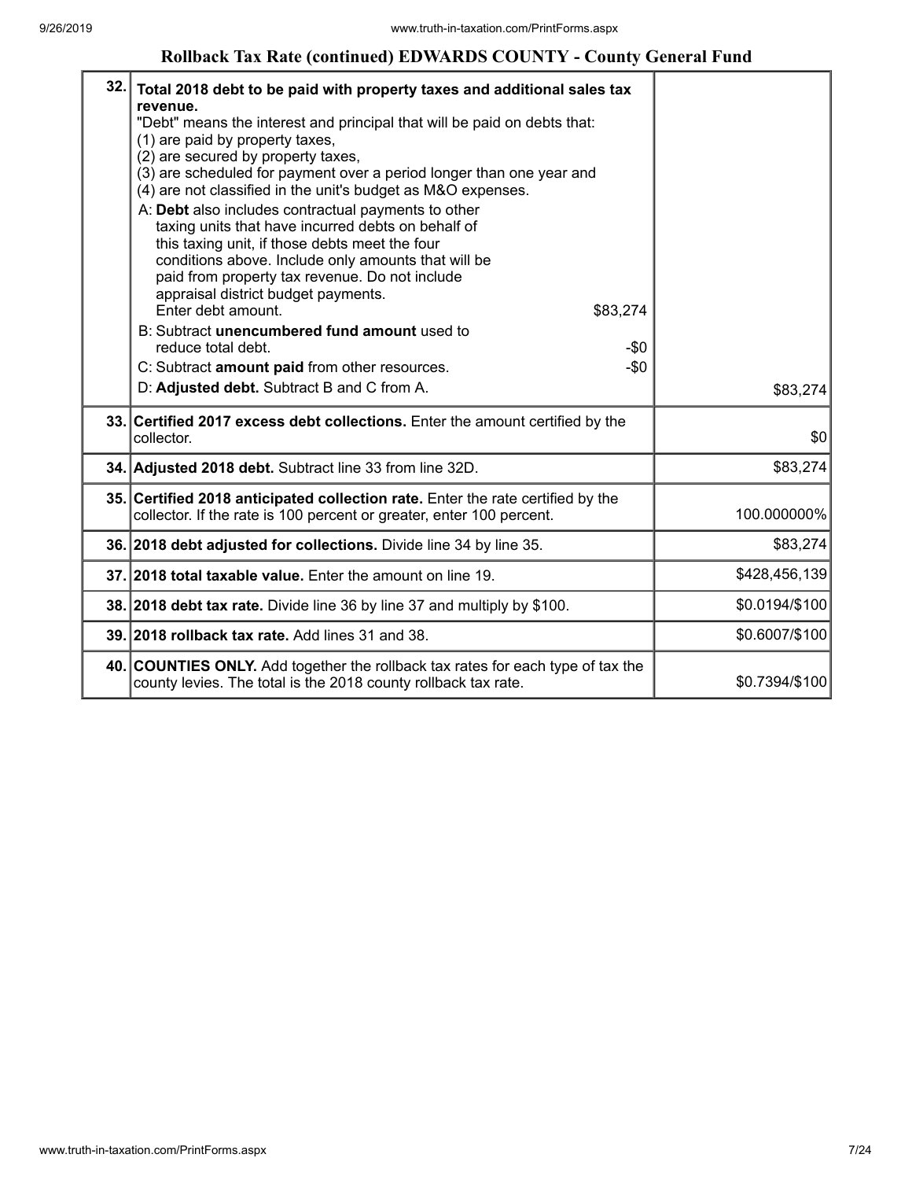## Rollback Tax Rate (continued) EDWARDS COUNTY - County General Fund

| | | |
|---|---|---|
| 32. | **Total 2018 debt to be paid with property taxes and additional sales tax revenue.**<br>"Debt" means the interest and principal that will be paid on debts that:<br>(1) are paid by property taxes,<br>(2) are secured by property taxes,<br>(3) are scheduled for payment over a period longer than one year and<br>(4) are not classified in the unit's budget as M&O expenses.<br>A: **Debt** also includes contractual payments to other taxing units that have incurred debts on behalf of this taxing unit, if those debts meet the four conditions above. Include only amounts that will be paid from property tax revenue. Do not include appraisal district budget payments.<br>Enter debt amount. $83,274<br>B: Subtract **unencumbered fund amount** used to reduce total debt. -$0<br>C: Subtract **amount paid** from other resources. -$0<br>D: **Adjusted debt.** Subtract B and C from A. | $83,274 |
| 33. | **Certified 2017 excess debt collections.** Enter the amount certified by the collector. | $0 |
| 34. | **Adjusted 2018 debt.** Subtract line 33 from line 32D. | $83,274 |
| 35. | **Certified 2018 anticipated collection rate.** Enter the rate certified by the collector. If the rate is 100 percent or greater, enter 100 percent. | 100.000000% |
| 36. | **2018 debt adjusted for collections.** Divide line 34 by line 35. | $83,274 |
| 37. | **2018 total taxable value.** Enter the amount on line 19. | $428,456,139 |
| 38. | **2018 debt tax rate.** Divide line 36 by line 37 and multiply by $100. | $0.0194/$100 |
| 39. | **2018 rollback tax rate.** Add lines 31 and 38. | $0.6007/$100 |
| 40. | **COUNTIES ONLY.** Add together the rollback tax rates for each type of tax the county levies. The total is the 2018 county rollback tax rate. | $0.7394/$100 |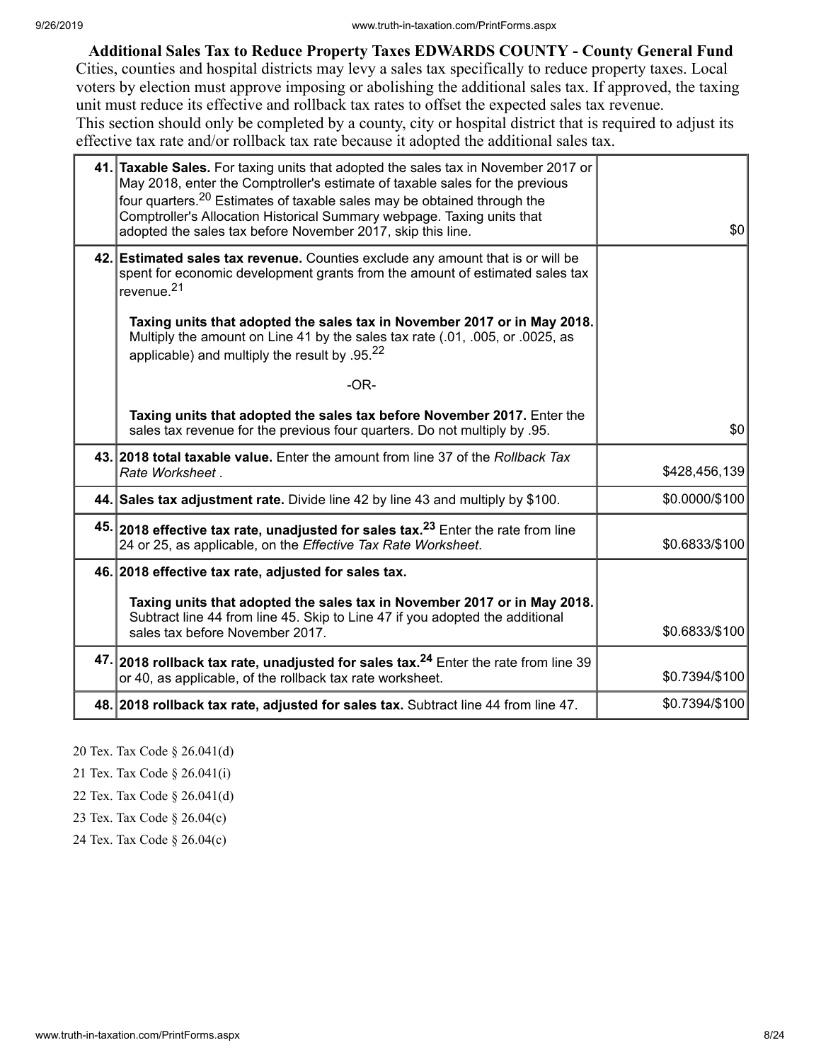**Additional Sales Tax to Reduce Property Taxes EDWARDS COUNTY - County General Fund**

Cities, counties and hospital districts may levy a sales tax specifically to reduce property taxes. Local voters by election must approve imposing or abolishing the additional sales tax. If approved, the taxing unit must reduce its effective and rollback tax rates to offset the expected sales tax revenue.

This section should only be completed by a county, city or hospital district that is required to adjust its effective tax rate and/or rollback tax rate because it adopted the additional sales tax.

| | | |
|---|---|---|
| **41.** | **Taxable Sales.** For taxing units that adopted the sales tax in November 2017 or May 2018, enter the Comptroller's estimate of taxable sales for the previous four quarters.[20] Estimates of taxable sales may be obtained through the Comptroller's Allocation Historical Summary webpage. Taxing units that adopted the sales tax before November 2017, skip this line. | $0 |
| **42.** | **Estimated sales tax revenue.** Counties exclude any amount that is or will be spent for economic development grants from the amount of estimated sales tax revenue.[21]<br><br>**Taxing units that adopted the sales tax in November 2017 or in May 2018.** Multiply the amount on Line 41 by the sales tax rate (.01, .005, or .0025, as applicable) and multiply the result by .95.[22]<br><br>-OR-<br><br>**Taxing units that adopted the sales tax before November 2017.** Enter the sales tax revenue for the previous four quarters. Do not multiply by .95. | $0 |
| **43.** | **2018 total taxable value.** Enter the amount from line 37 of the *Rollback Tax Rate Worksheet* . | $428,456,139 |
| **44.** | **Sales tax adjustment rate.** Divide line 42 by line 43 and multiply by $100. | $0.0000/$100 |
| **45.** | **2018 effective tax rate, unadjusted for sales tax.**[23] Enter the rate from line 24 or 25, as applicable, on the *Effective Tax Rate Worksheet*. | $0.6833/$100 |
| **46.** | **2018 effective tax rate, adjusted for sales tax.**<br><br>**Taxing units that adopted the sales tax in November 2017 or in May 2018.** Subtract line 44 from line 45. Skip to Line 47 if you adopted the additional sales tax before November 2017. | $0.6833/$100 |
| **47.** | **2018 rollback tax rate, unadjusted for sales tax.**[24] Enter the rate from line 39 or 40, as applicable, of the rollback tax rate worksheet. | $0.7394/$100 |
| **48.** | **2018 rollback tax rate, adjusted for sales tax.** Subtract line 44 from line 47. | $0.7394/$100 |

20 Tex. Tax Code § 26.041(d)

21 Tex. Tax Code § 26.041(i)

22 Tex. Tax Code § 26.041(d)

23 Tex. Tax Code § 26.04(c)

24 Tex. Tax Code § 26.04(c)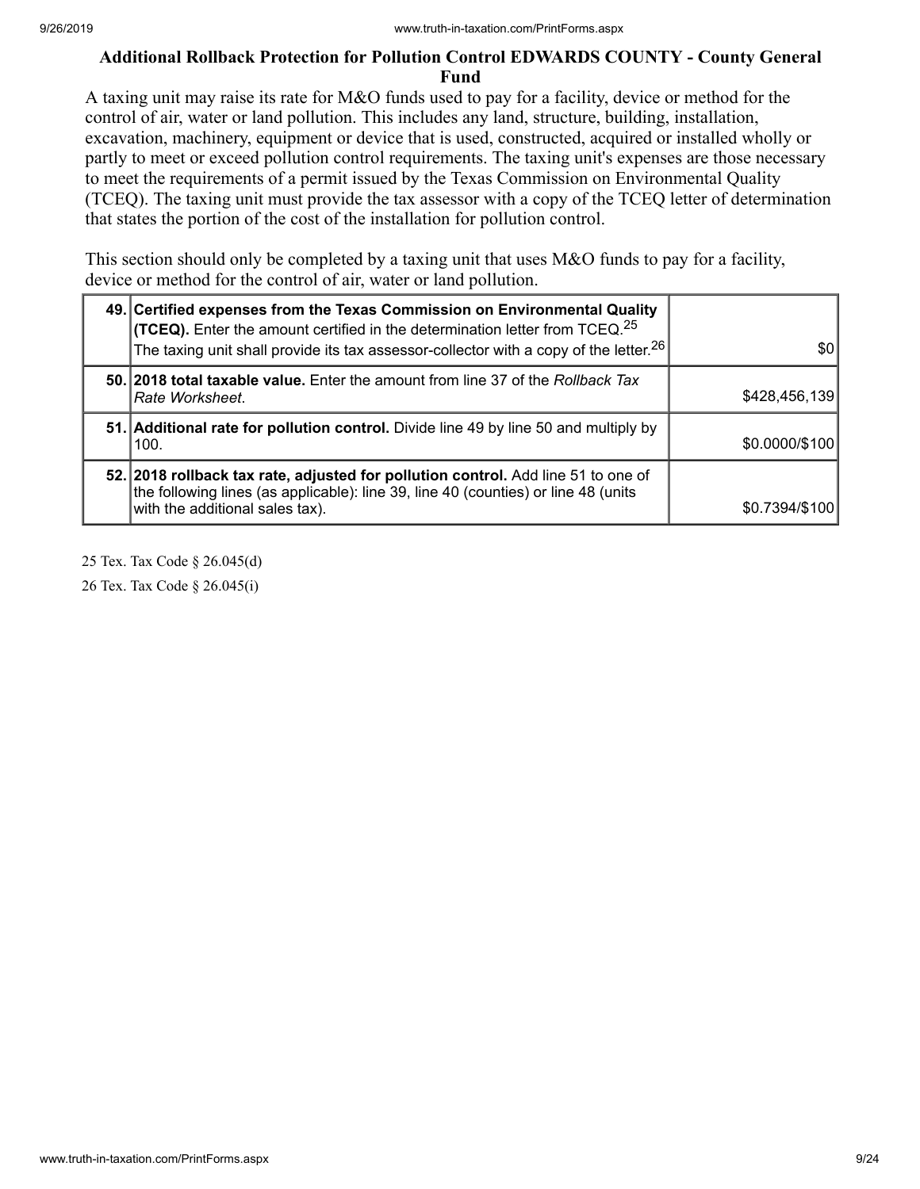## Additional Rollback Protection for Pollution Control EDWARDS COUNTY - County General Fund

A taxing unit may raise its rate for M&O funds used to pay for a facility, device or method for the control of air, water or land pollution. This includes any land, structure, building, installation, excavation, machinery, equipment or device that is used, constructed, acquired or installed wholly or partly to meet or exceed pollution control requirements. The taxing unit's expenses are those necessary to meet the requirements of a permit issued by the Texas Commission on Environmental Quality (TCEQ). The taxing unit must provide the tax assessor with a copy of the TCEQ letter of determination that states the portion of the cost of the installation for pollution control.

This section should only be completed by a taxing unit that uses M&O funds to pay for a facility, device or method for the control of air, water or land pollution.

| | | |
|---|---|---|
| 49. | **Certified expenses from the Texas Commission on Environmental Quality (TCEQ).** Enter the amount certified in the determination letter from TCEQ.[25] The taxing unit shall provide its tax assessor-collector with a copy of the letter.[26] | $0 |
| 50. | **2018 total taxable value.** Enter the amount from line 37 of the *Rollback Tax Rate Worksheet*. | $428,456,139 |
| 51. | **Additional rate for pollution control.** Divide line 49 by line 50 and multiply by 100. | $0.0000/$100 |
| 52. | **2018 rollback tax rate, adjusted for pollution control.** Add line 51 to one of the following lines (as applicable): line 39, line 40 (counties) or line 48 (units with the additional sales tax). | $0.7394/$100 |

25 Tex. Tax Code § 26.045(d)

26 Tex. Tax Code § 26.045(i)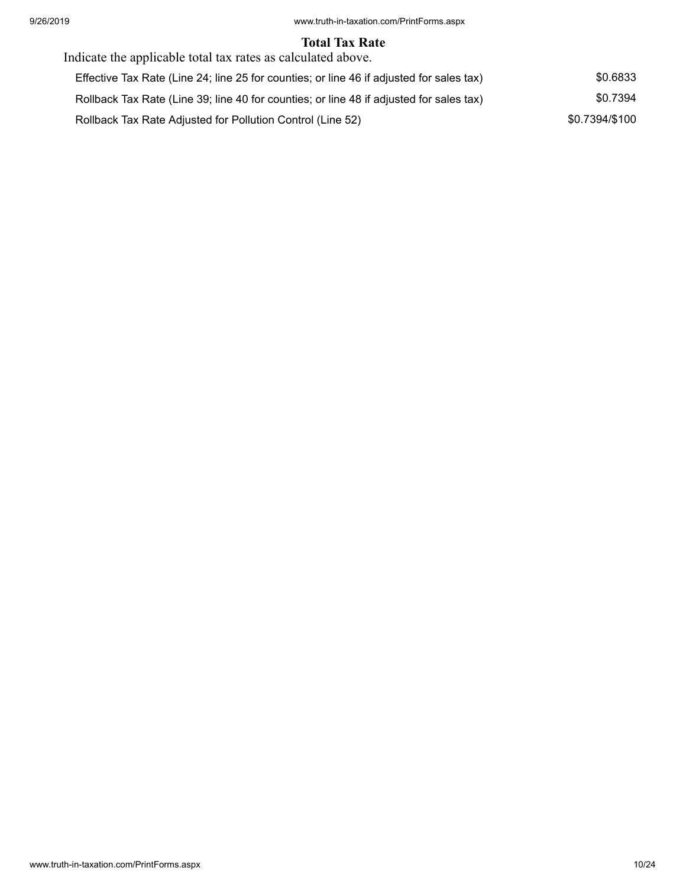## Total Tax Rate

Indicate the applicable total tax rates as calculated above.

| | |
|---|---|
| Effective Tax Rate (Line 24; line 25 for counties; or line 46 if adjusted for sales tax) | $0.6833 |
| Rollback Tax Rate (Line 39; line 40 for counties; or line 48 if adjusted for sales tax) | $0.7394 |
| Rollback Tax Rate Adjusted for Pollution Control (Line 52) | $0.7394/$100 |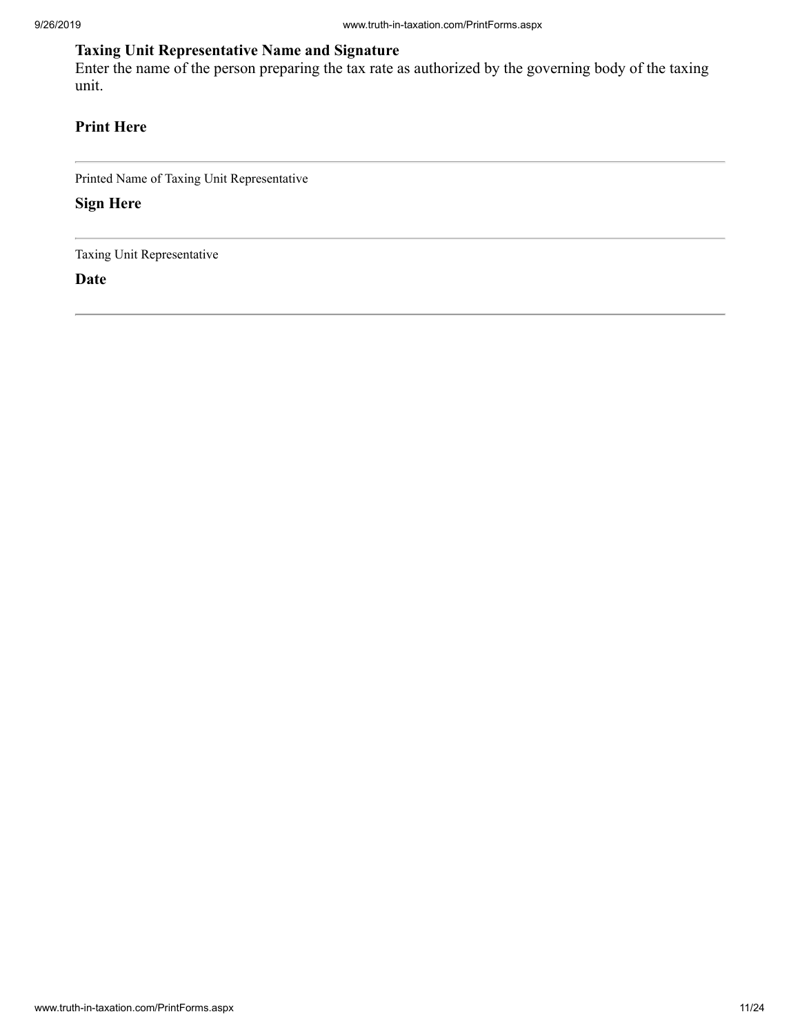**Taxing Unit Representative Name and Signature**

Enter the name of the person preparing the tax rate as authorized by the governing body of the taxing unit.

**Print Here**

---

Printed Name of Taxing Unit Representative

**Sign Here**

---

Taxing Unit Representative

**Date**

---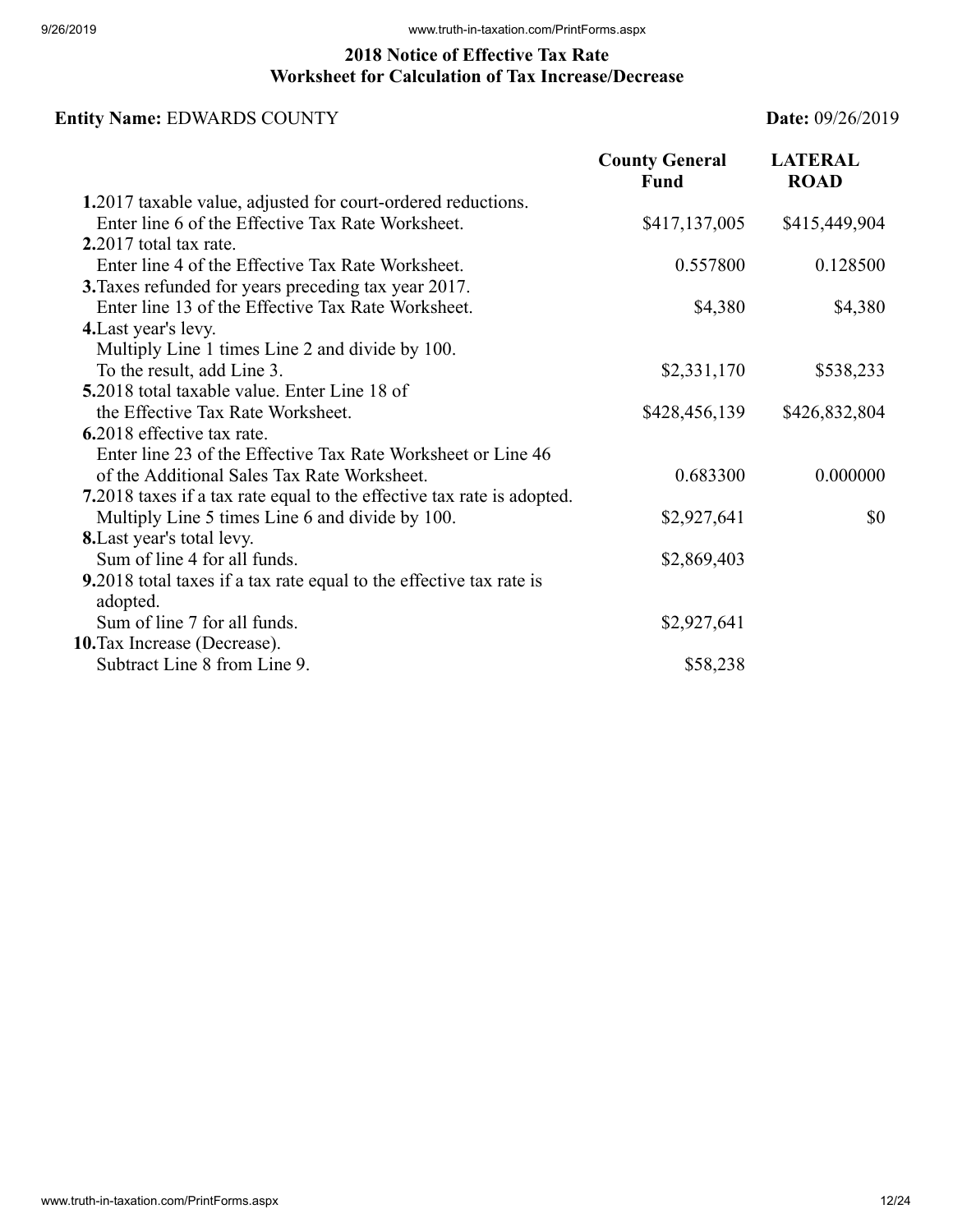## 2018 Notice of Effective Tax Rate
## Worksheet for Calculation of Tax Increase/Decrease

**Entity Name:** EDWARDS COUNTY **Date:** 09/26/2019

| | County General Fund | LATERAL ROAD |
|---|---|---|
| **1.** 2017 taxable value, adjusted for court-ordered reductions. Enter line 6 of the Effective Tax Rate Worksheet. | $417,137,005 | $415,449,904 |
| **2.** 2017 total tax rate. Enter line 4 of the Effective Tax Rate Worksheet. | 0.557800 | 0.128500 |
| **3.** Taxes refunded for years preceding tax year 2017. Enter line 13 of the Effective Tax Rate Worksheet. | $4,380 | $4,380 |
| **4.** Last year's levy. Multiply Line 1 times Line 2 and divide by 100. To the result, add Line 3. | $2,331,170 | $538,233 |
| **5.** 2018 total taxable value. Enter Line 18 of the Effective Tax Rate Worksheet. | $428,456,139 | $426,832,804 |
| **6.** 2018 effective tax rate. Enter line 23 of the Effective Tax Rate Worksheet or Line 46 of the Additional Sales Tax Rate Worksheet. | 0.683300 | 0.000000 |
| **7.** 2018 taxes if a tax rate equal to the effective tax rate is adopted. Multiply Line 5 times Line 6 and divide by 100. | $2,927,641 | $0 |
| **8.** Last year's total levy. Sum of line 4 for all funds. | $2,869,403 | |
| **9.** 2018 total taxes if a tax rate equal to the effective tax rate is adopted. Sum of line 7 for all funds. | $2,927,641 | |
| **10.** Tax Increase (Decrease). Subtract Line 8 from Line 9. | $58,238 | |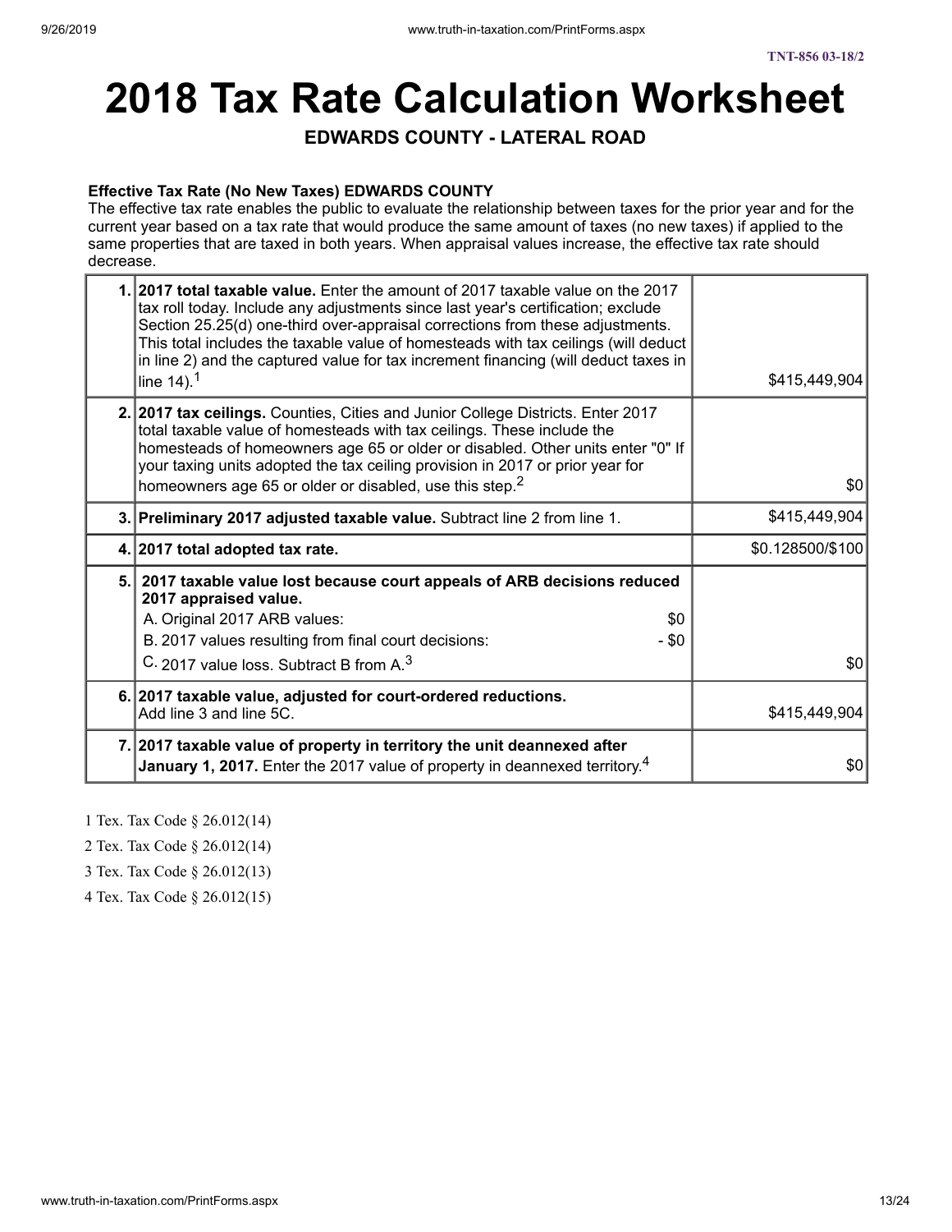TNT-856 03-18/2

# 2018 Tax Rate Calculation Worksheet

### EDWARDS COUNTY - LATERAL ROAD

**Effective Tax Rate (No New Taxes) EDWARDS COUNTY**

The effective tax rate enables the public to evaluate the relationship between taxes for the prior year and for the current year based on a tax rate that would produce the same amount of taxes (no new taxes) if applied to the same properties that are taxed in both years. When appraisal values increase, the effective tax rate should decrease.

| | | |
|---|---|---|
| 1. | **2017 total taxable value.** Enter the amount of 2017 taxable value on the 2017 tax roll today. Include any adjustments since last year's certification; exclude Section 25.25(d) one-third over-appraisal corrections from these adjustments. This total includes the taxable value of homesteads with tax ceilings (will deduct in line 2) and the captured value for tax increment financing (will deduct taxes in line 14).[1] | $415,449,904 |
| 2. | **2017 tax ceilings.** Counties, Cities and Junior College Districts. Enter 2017 total taxable value of homesteads with tax ceilings. These include the homesteads of homeowners age 65 or older or disabled. Other units enter "0" If your taxing units adopted the tax ceiling provision in 2017 or prior year for homeowners age 65 or older or disabled, use this step.[2] | $0 |
| 3. | **Preliminary 2017 adjusted taxable value.** Subtract line 2 from line 1. | $415,449,904 |
| 4. | **2017 total adopted tax rate.** | $0.128500/$100 |
| 5. | **2017 taxable value lost because court appeals of ARB decisions reduced 2017 appraised value.**<br>A. Original 2017 ARB values: $0<br>B. 2017 values resulting from final court decisions: - $0<br>C. 2017 value loss. Subtract B from A.[3] | $0 |
| 6. | **2017 taxable value, adjusted for court-ordered reductions.** Add line 3 and line 5C. | $415,449,904 |
| 7. | **2017 taxable value of property in territory the unit deannexed after January 1, 2017.** Enter the 2017 value of property in deannexed territory.[4] | $0 |

1 Tex. Tax Code § 26.012(14)

2 Tex. Tax Code § 26.012(14)

3 Tex. Tax Code § 26.012(13)

4 Tex. Tax Code § 26.012(15)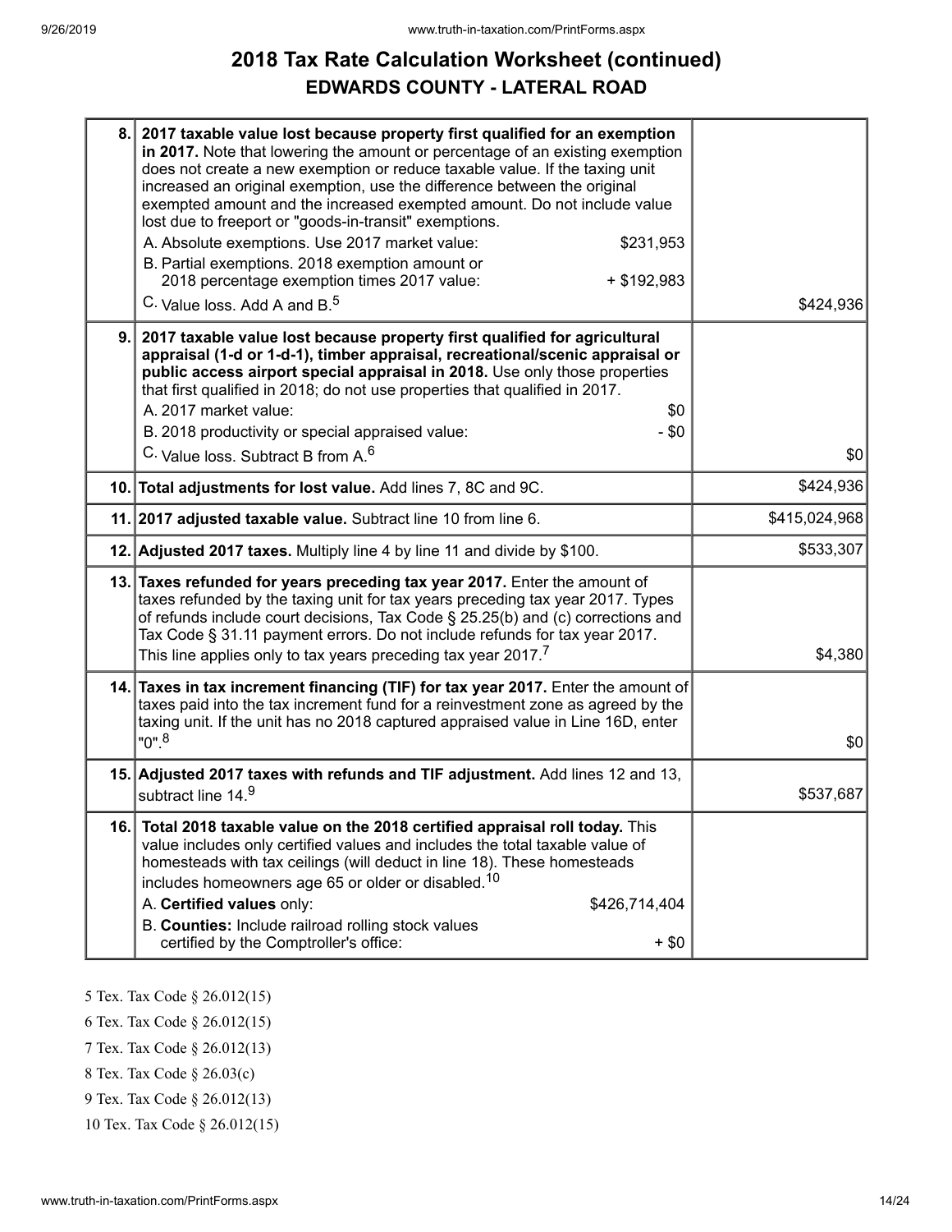# 2018 Tax Rate Calculation Worksheet (continued)

## EDWARDS COUNTY - LATERAL ROAD

| | | |
|---|---|---|
| 8. | **2017 taxable value lost because property first qualified for an exemption in 2017.** Note that lowering the amount or percentage of an existing exemption does not create a new exemption or reduce taxable value. If the taxing unit increased an original exemption, use the difference between the original exempted amount and the increased exempted amount. Do not include value lost due to freeport or "goods-in-transit" exemptions.<br>A. Absolute exemptions. Use 2017 market value: $231,953<br>B. Partial exemptions. 2018 exemption amount or 2018 percentage exemption times 2017 value: + $192,983<br>C. Value loss. Add A and B.[5] | $424,936 |
| 9. | **2017 taxable value lost because property first qualified for agricultural appraisal (1-d or 1-d-1), timber appraisal, recreational/scenic appraisal or public access airport special appraisal in 2018.** Use only those properties that first qualified in 2018; do not use properties that qualified in 2017.<br>A. 2017 market value: $0<br>B. 2018 productivity or special appraised value: - $0<br>C. Value loss. Subtract B from A.[6] | $0 |
| 10. | **Total adjustments for lost value.** Add lines 7, 8C and 9C. | $424,936 |
| 11. | **2017 adjusted taxable value.** Subtract line 10 from line 6. | $415,024,968 |
| 12. | **Adjusted 2017 taxes.** Multiply line 4 by line 11 and divide by $100. | $533,307 |
| 13. | **Taxes refunded for years preceding tax year 2017.** Enter the amount of taxes refunded by the taxing unit for tax years preceding tax year 2017. Types of refunds include court decisions, Tax Code § 25.25(b) and (c) corrections and Tax Code § 31.11 payment errors. Do not include refunds for tax year 2017. This line applies only to tax years preceding tax year 2017.[7] | $4,380 |
| 14. | **Taxes in tax increment financing (TIF) for tax year 2017.** Enter the amount of taxes paid into the tax increment fund for a reinvestment zone as agreed by the taxing unit. If the unit has no 2018 captured appraised value in Line 16D, enter "0".[8] | $0 |
| 15. | **Adjusted 2017 taxes with refunds and TIF adjustment.** Add lines 12 and 13, subtract line 14.[9] | $537,687 |
| 16. | **Total 2018 taxable value on the 2018 certified appraisal roll today.** This value includes only certified values and includes the total taxable value of homesteads with tax ceilings (will deduct in line 18). These homesteads includes homeowners age 65 or older or disabled.[10]<br>A. **Certified values** only: $426,714,404<br>B. **Counties:** Include railroad rolling stock values certified by the Comptroller's office: + $0 | |

5 Tex. Tax Code § 26.012(15)

6 Tex. Tax Code § 26.012(15)

7 Tex. Tax Code § 26.012(13)

8 Tex. Tax Code § 26.03(c)

9 Tex. Tax Code § 26.012(13)

10 Tex. Tax Code § 26.012(15)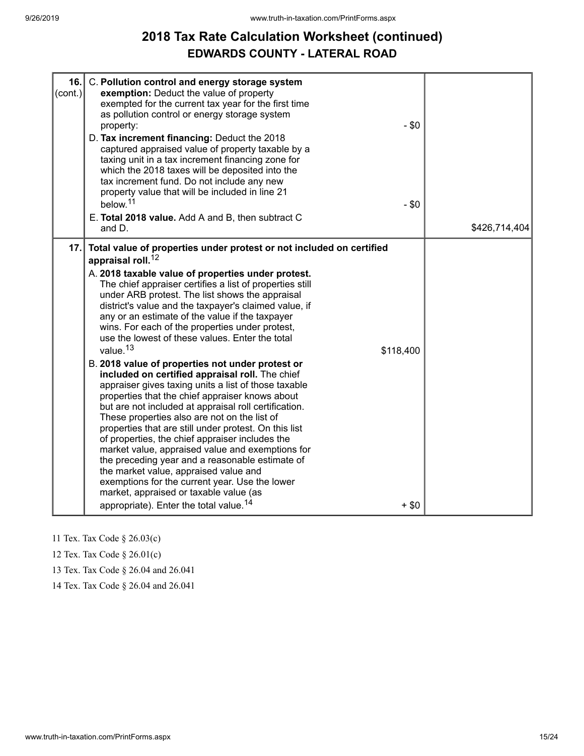# 2018 Tax Rate Calculation Worksheet (continued)

## EDWARDS COUNTY - LATERAL ROAD

| | | |
|---|---|---|
| 16. (cont.) | C. **Pollution control and energy storage system exemption:** Deduct the value of property exempted for the current tax year for the first time as pollution control or energy storage system property: - $0<br>D. **Tax increment financing:** Deduct the 2018 captured appraised value of property taxable by a taxing unit in a tax increment financing zone for which the 2018 taxes will be deposited into the tax increment fund. Do not include any new property value that will be included in line 21 below.[11] - $0<br>E. **Total 2018 value.** Add A and B, then subtract C and D. | $426,714,404 |
| 17. | **Total value of properties under protest or not included on certified appraisal roll.**[12]<br>A. **2018 taxable value of properties under protest.** The chief appraiser certifies a list of properties still under ARB protest. The list shows the appraisal district's value and the taxpayer's claimed value, if any or an estimate of the value if the taxpayer wins. For each of the properties under protest, use the lowest of these values. Enter the total value.[13] $118,400<br>B. **2018 value of properties not under protest or included on certified appraisal roll.** The chief appraiser gives taxing units a list of those taxable properties that the chief appraiser knows about but are not included at appraisal roll certification. These properties also are not on the list of properties that are still under protest. On this list of properties, the chief appraiser includes the market value, appraised value and exemptions for the preceding year and a reasonable estimate of the market value, appraised value and exemptions for the current year. Use the lower market, appraised or taxable value (as appropriate). Enter the total value.[14] + $0 | |

11 Tex. Tax Code § 26.03(c)

12 Tex. Tax Code § 26.01(c)

13 Tex. Tax Code § 26.04 and 26.041

14 Tex. Tax Code § 26.04 and 26.041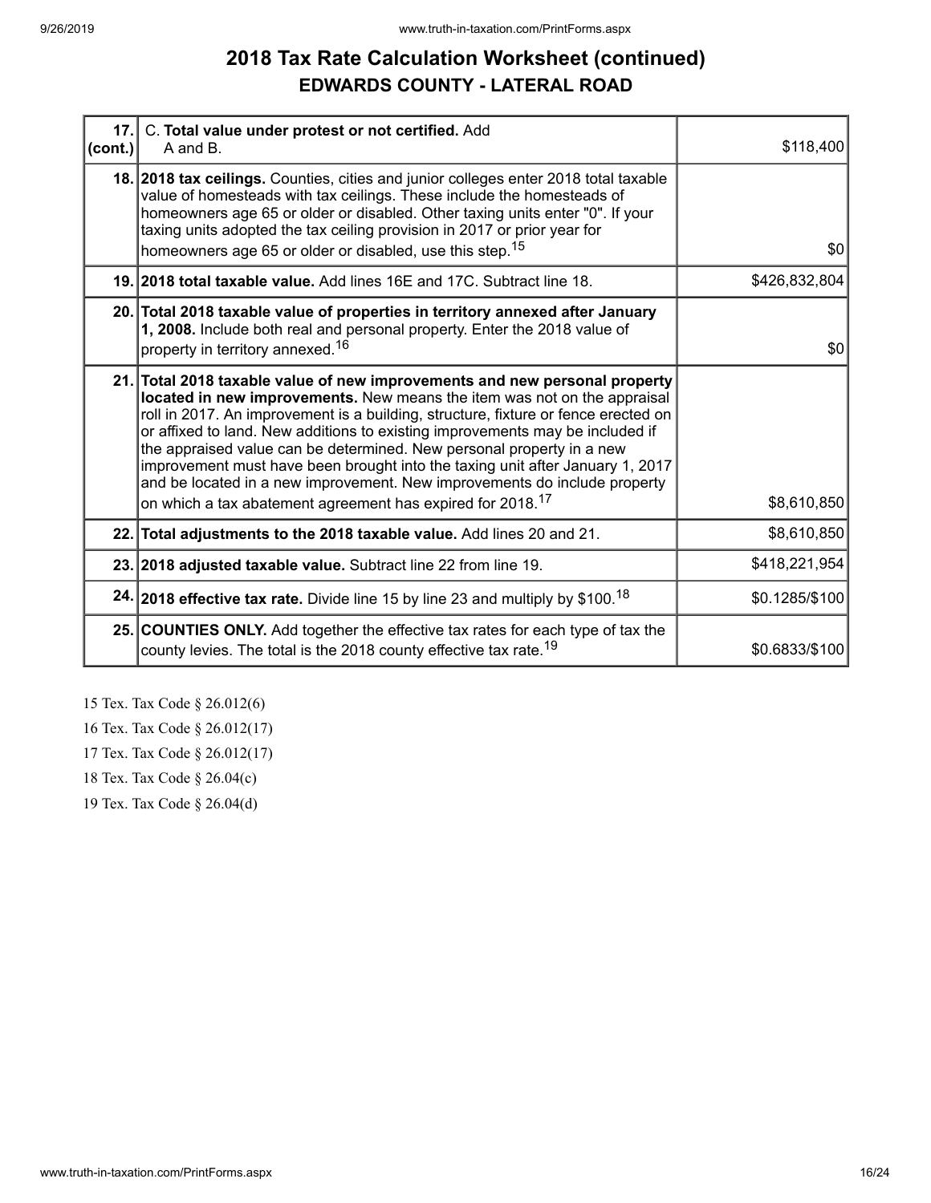# 2018 Tax Rate Calculation Worksheet (continued)

## EDWARDS COUNTY - LATERAL ROAD

| Line | Description | Amount |
|---|---|---|
| 17. (cont.) | C. **Total value under protest or not certified.** Add A and B. | $118,400 |
| 18. | **2018 tax ceilings.** Counties, cities and junior colleges enter 2018 total taxable value of homesteads with tax ceilings. These include the homesteads of homeowners age 65 or older or disabled. Other taxing units enter "0". If your taxing units adopted the tax ceiling provision in 2017 or prior year for homeowners age 65 or older or disabled, use this step.[15] | $0 |
| 19. | **2018 total taxable value.** Add lines 16E and 17C. Subtract line 18. | $426,832,804 |
| 20. | **Total 2018 taxable value of properties in territory annexed after January 1, 2008.** Include both real and personal property. Enter the 2018 value of property in territory annexed.[16] | $0 |
| 21. | **Total 2018 taxable value of new improvements and new personal property located in new improvements.** New means the item was not on the appraisal roll in 2017. An improvement is a building, structure, fixture or fence erected on or affixed to land. New additions to existing improvements may be included if the appraised value can be determined. New personal property in a new improvement must have been brought into the taxing unit after January 1, 2017 and be located in a new improvement. New improvements do include property on which a tax abatement agreement has expired for 2018.[17] | $8,610,850 |
| 22. | **Total adjustments to the 2018 taxable value.** Add lines 20 and 21. | $8,610,850 |
| 23. | **2018 adjusted taxable value.** Subtract line 22 from line 19. | $418,221,954 |
| 24. | **2018 effective tax rate.** Divide line 15 by line 23 and multiply by $100.[18] | $0.1285/$100 |
| 25. | **COUNTIES ONLY.** Add together the effective tax rates for each type of tax the county levies. The total is the 2018 county effective tax rate.[19] | $0.6833/$100 |

15 Tex. Tax Code § 26.012(6)

16 Tex. Tax Code § 26.012(17)

17 Tex. Tax Code § 26.012(17)

18 Tex. Tax Code § 26.04(c)

19 Tex. Tax Code § 26.04(d)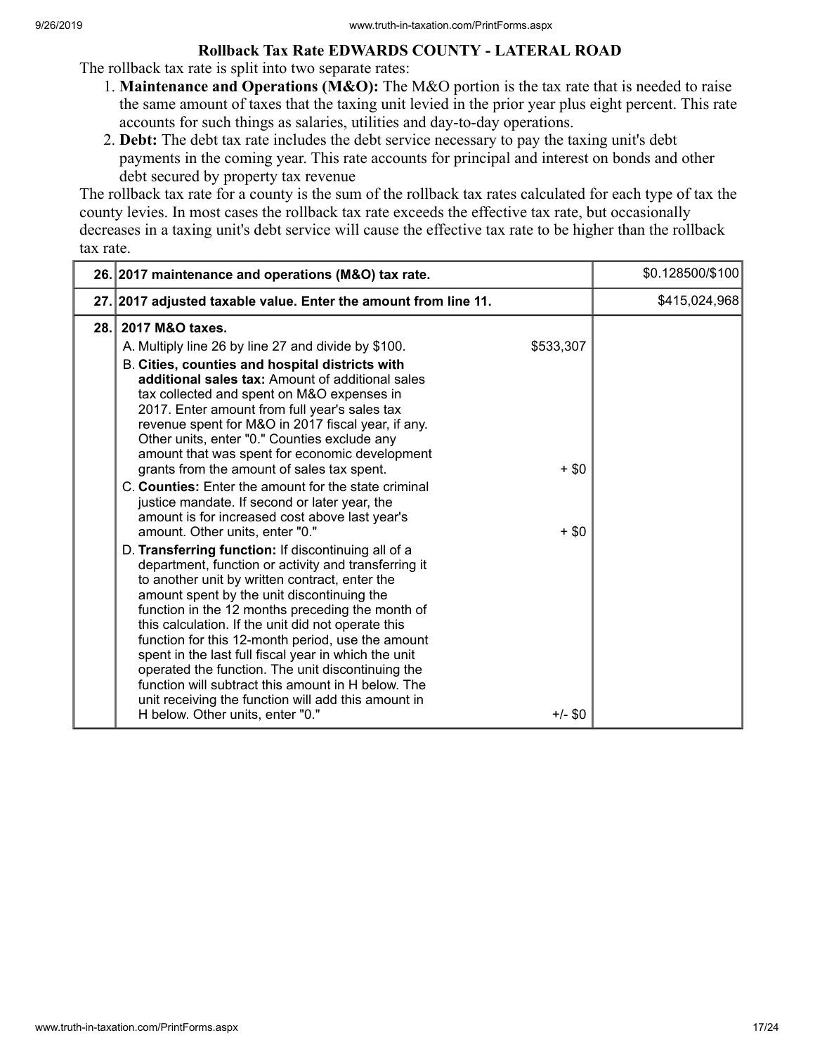### Rollback Tax Rate EDWARDS COUNTY - LATERAL ROAD

The rollback tax rate is split into two separate rates:

1. **Maintenance and Operations (M&O):** The M&O portion is the tax rate that is needed to raise the same amount of taxes that the taxing unit levied in the prior year plus eight percent. This rate accounts for such things as salaries, utilities and day-to-day operations.
2. **Debt:** The debt tax rate includes the debt service necessary to pay the taxing unit's debt payments in the coming year. This rate accounts for principal and interest on bonds and other debt secured by property tax revenue

The rollback tax rate for a county is the sum of the rollback tax rates calculated for each type of tax the county levies. In most cases the rollback tax rate exceeds the effective tax rate, but occasionally decreases in a taxing unit's debt service will cause the effective tax rate to be higher than the rollback tax rate.

| | | | |
|---|---|---|---|
| 26. | **2017 maintenance and operations (M&O) tax rate.** | | $0.128500/$100 |
| 27. | **2017 adjusted taxable value. Enter the amount from line 11.** | | $415,024,968 |
| 28. | **2017 M&O taxes.** | | |
| | A. Multiply line 26 by line 27 and divide by $100. | $533,307 | |
| | B. **Cities, counties and hospital districts with additional sales tax:** Amount of additional sales tax collected and spent on M&O expenses in 2017. Enter amount from full year's sales tax revenue spent for M&O in 2017 fiscal year, if any. Other units, enter "0." Counties exclude any amount that was spent for economic development grants from the amount of sales tax spent. | + $0 | |
| | C. **Counties:** Enter the amount for the state criminal justice mandate. If second or later year, the amount is for increased cost above last year's amount. Other units, enter "0." | + $0 | |
| | D. **Transferring function:** If discontinuing all of a department, function or activity and transferring it to another unit by written contract, enter the amount spent by the unit discontinuing the function in the 12 months preceding the month of this calculation. If the unit did not operate this function for this 12-month period, use the amount spent in the last full fiscal year in which the unit operated the function. The unit discontinuing the function will subtract this amount in H below. The unit receiving the function will add this amount in H below. Other units, enter "0." | +/- $0 | |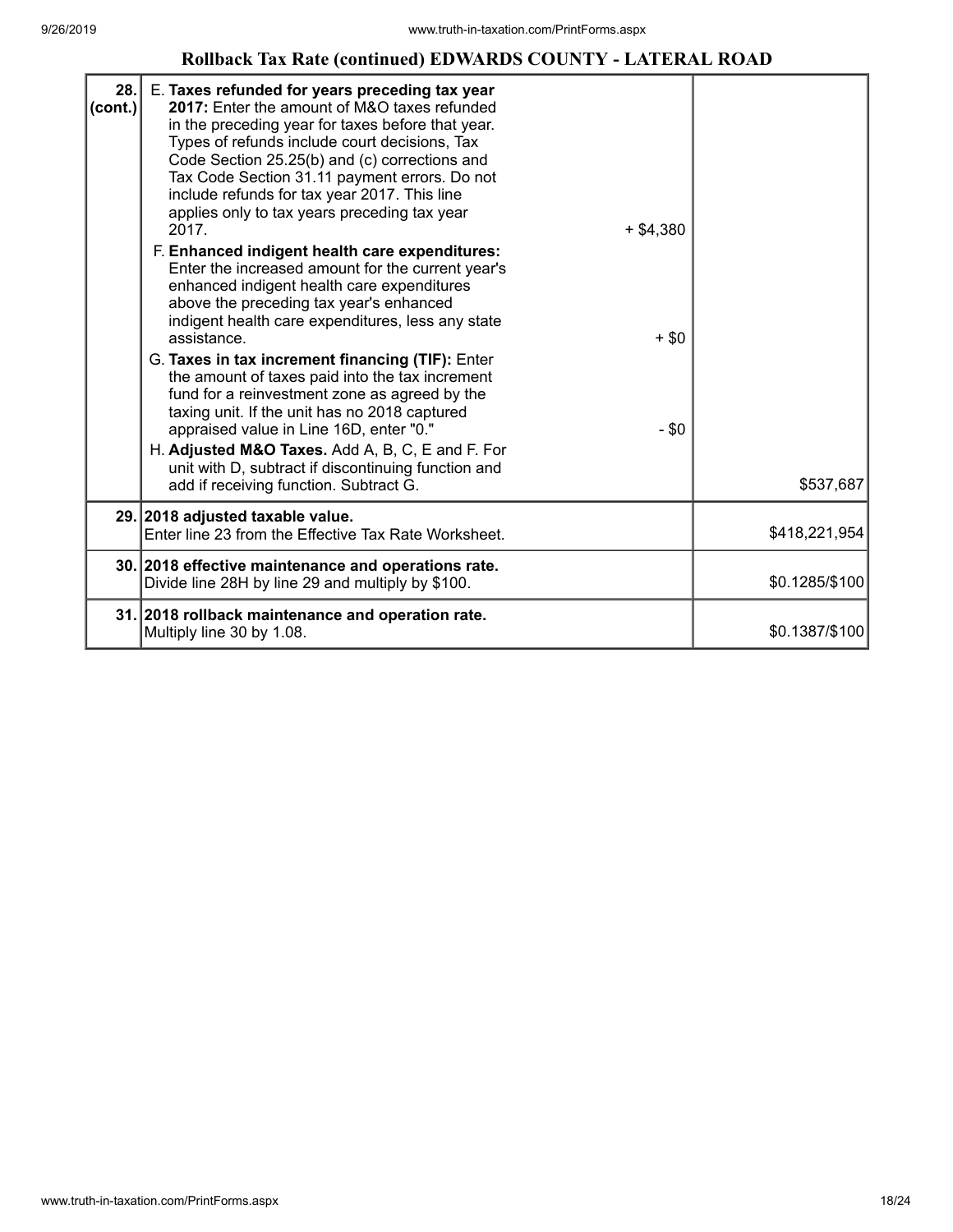## Rollback Tax Rate (continued) EDWARDS COUNTY - LATERAL ROAD

| Line | Description | Amount | Value |
|---|---|---|---|
| 28. (cont.) | E. **Taxes refunded for years preceding tax year 2017:** Enter the amount of M&O taxes refunded in the preceding year for taxes before that year. Types of refunds include court decisions, Tax Code Section 25.25(b) and (c) corrections and Tax Code Section 31.11 payment errors. Do not include refunds for tax year 2017. This line applies only to tax years preceding tax year 2017. | + $4,380 | |
| | F. **Enhanced indigent health care expenditures:** Enter the increased amount for the current year's enhanced indigent health care expenditures above the preceding tax year's enhanced indigent health care expenditures, less any state assistance. | + $0 | |
| | G. **Taxes in tax increment financing (TIF):** Enter the amount of taxes paid into the tax increment fund for a reinvestment zone as agreed by the taxing unit. If the unit has no 2018 captured appraised value in Line 16D, enter "0." | - $0 | |
| | H. **Adjusted M&O Taxes.** Add A, B, C, E and F. For unit with D, subtract if discontinuing function and add if receiving function. Subtract G. | | $537,687 |
| 29. | **2018 adjusted taxable value.** Enter line 23 from the Effective Tax Rate Worksheet. | | $418,221,954 |
| 30. | **2018 effective maintenance and operations rate.** Divide line 28H by line 29 and multiply by $100. | | $0.1285/$100 |
| 31. | **2018 rollback maintenance and operation rate.** Multiply line 30 by 1.08. | | $0.1387/$100 |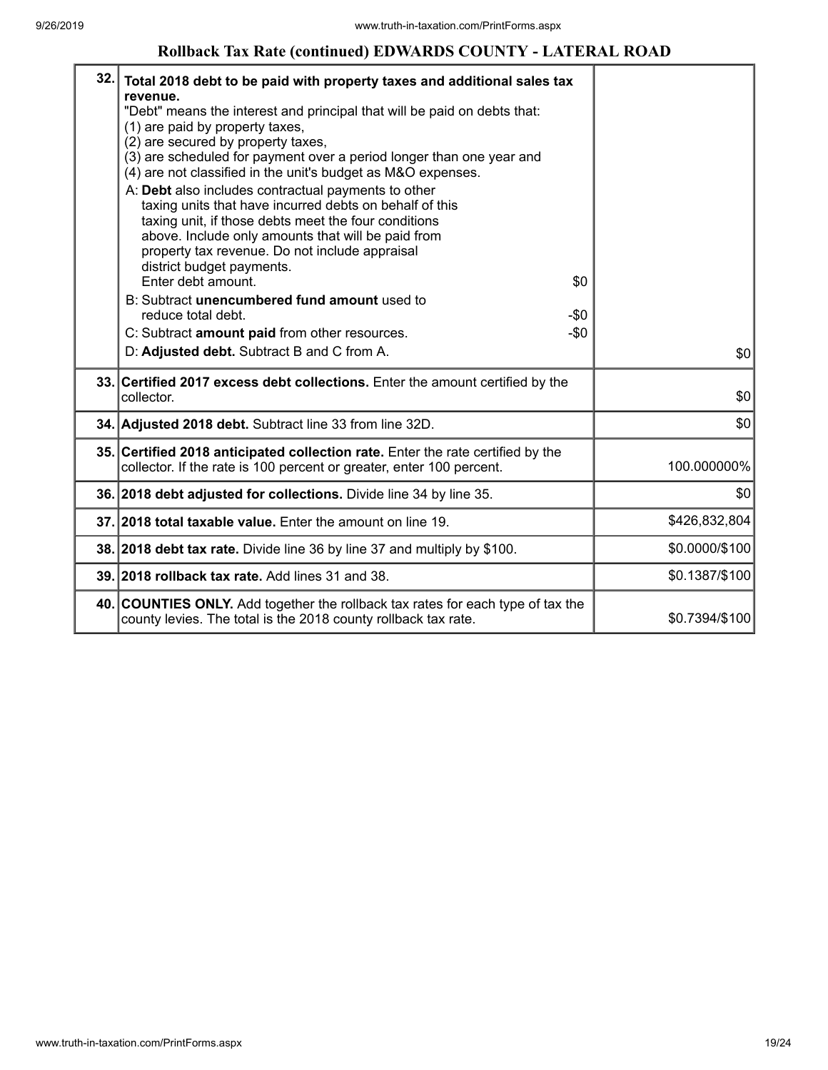## Rollback Tax Rate (continued) EDWARDS COUNTY - LATERAL ROAD

| | | |
|---|---|---|
| 32. | **Total 2018 debt to be paid with property taxes and additional sales tax revenue.**<br>"Debt" means the interest and principal that will be paid on debts that:<br>(1) are paid by property taxes,<br>(2) are secured by property taxes,<br>(3) are scheduled for payment over a period longer than one year and<br>(4) are not classified in the unit's budget as M&O expenses.<br>A: **Debt** also includes contractual payments to other taxing units that have incurred debts on behalf of this taxing unit, if those debts meet the four conditions above. Include only amounts that will be paid from property tax revenue. Do not include appraisal district budget payments.<br>Enter debt amount. $0<br>B: Subtract **unencumbered fund amount** used to reduce total debt. -$0<br>C: Subtract **amount paid** from other resources. -$0<br>D: **Adjusted debt.** Subtract B and C from A. | $0 |
| 33. | **Certified 2017 excess debt collections.** Enter the amount certified by the collector. | $0 |
| 34. | **Adjusted 2018 debt.** Subtract line 33 from line 32D. | $0 |
| 35. | **Certified 2018 anticipated collection rate.** Enter the rate certified by the collector. If the rate is 100 percent or greater, enter 100 percent. | 100.000000% |
| 36. | **2018 debt adjusted for collections.** Divide line 34 by line 35. | $0 |
| 37. | **2018 total taxable value.** Enter the amount on line 19. | $426,832,804 |
| 38. | **2018 debt tax rate.** Divide line 36 by line 37 and multiply by $100. | $0.0000/$100 |
| 39. | **2018 rollback tax rate.** Add lines 31 and 38. | $0.1387/$100 |
| 40. | **COUNTIES ONLY.** Add together the rollback tax rates for each type of tax the county levies. The total is the 2018 county rollback tax rate. | $0.7394/$100 |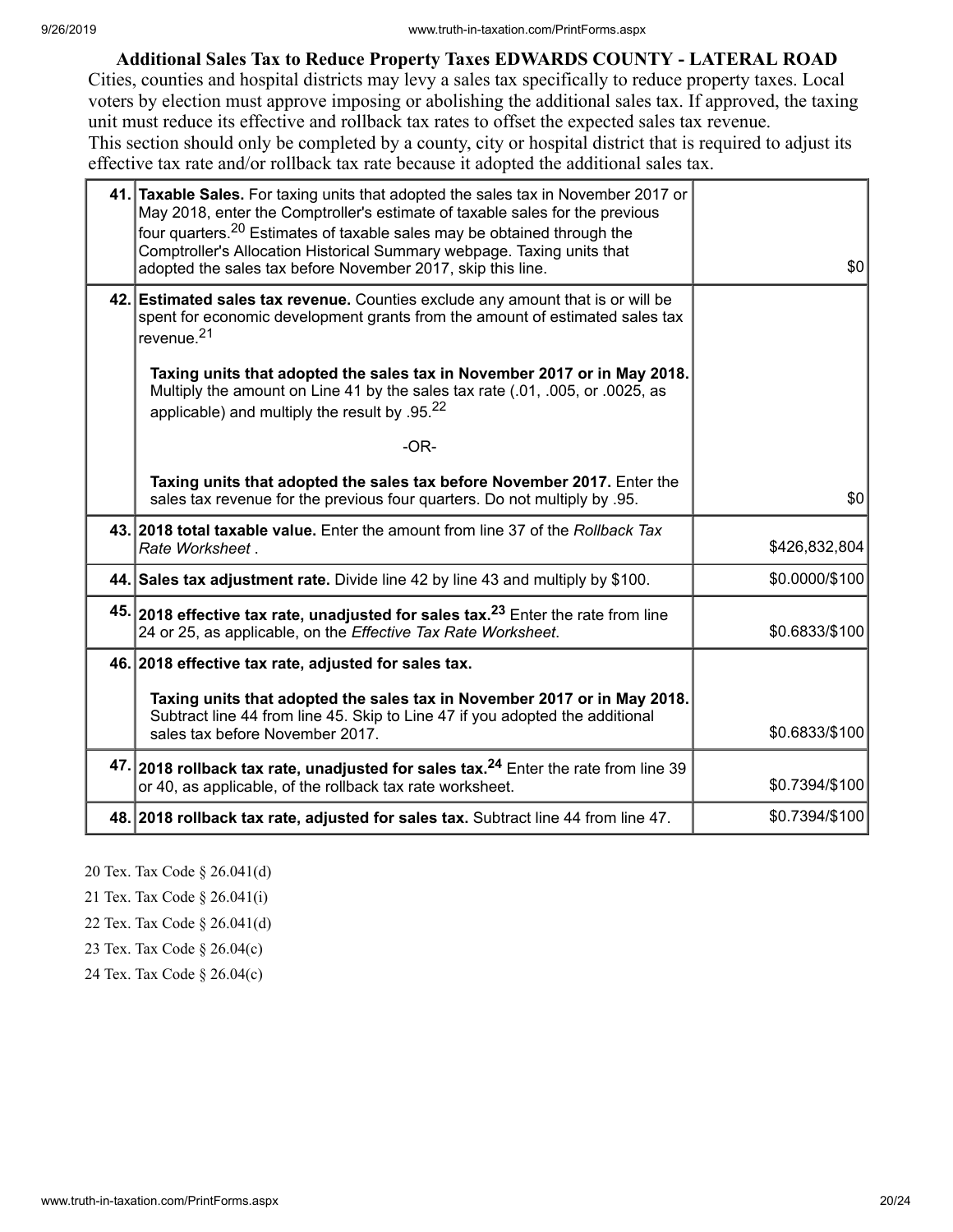## Additional Sales Tax to Reduce Property Taxes EDWARDS COUNTY - LATERAL ROAD

Cities, counties and hospital districts may levy a sales tax specifically to reduce property taxes. Local voters by election must approve imposing or abolishing the additional sales tax. If approved, the taxing unit must reduce its effective and rollback tax rates to offset the expected sales tax revenue.

This section should only be completed by a county, city or hospital district that is required to adjust its effective tax rate and/or rollback tax rate because it adopted the additional sales tax.

| Line | Description | Amount |
|---|---|---|
| 41. | **Taxable Sales.** For taxing units that adopted the sales tax in November 2017 or May 2018, enter the Comptroller's estimate of taxable sales for the previous four quarters.[20] Estimates of taxable sales may be obtained through the Comptroller's Allocation Historical Summary webpage. Taxing units that adopted the sales tax before November 2017, skip this line. | $0 |
| 42. | **Estimated sales tax revenue.** Counties exclude any amount that is or will be spent for economic development grants from the amount of estimated sales tax revenue.[21]<br><br>**Taxing units that adopted the sales tax in November 2017 or in May 2018.** Multiply the amount on Line 41 by the sales tax rate (.01, .005, or .0025, as applicable) and multiply the result by .95.[22]<br><br>-OR-<br><br>**Taxing units that adopted the sales tax before November 2017.** Enter the sales tax revenue for the previous four quarters. Do not multiply by .95. | $0 |
| 43. | **2018 total taxable value.** Enter the amount from line 37 of the *Rollback Tax Rate Worksheet* . | $426,832,804 |
| 44. | **Sales tax adjustment rate.** Divide line 42 by line 43 and multiply by $100. | $0.0000/$100 |
| 45. | **2018 effective tax rate, unadjusted for sales tax.**[23] Enter the rate from line 24 or 25, as applicable, on the *Effective Tax Rate Worksheet*. | $0.6833/$100 |
| 46. | **2018 effective tax rate, adjusted for sales tax.**<br><br>**Taxing units that adopted the sales tax in November 2017 or in May 2018.** Subtract line 44 from line 45. Skip to Line 47 if you adopted the additional sales tax before November 2017. | $0.6833/$100 |
| 47. | **2018 rollback tax rate, unadjusted for sales tax.**[24] Enter the rate from line 39 or 40, as applicable, of the rollback tax rate worksheet. | $0.7394/$100 |
| 48. | **2018 rollback tax rate, adjusted for sales tax.** Subtract line 44 from line 47. | $0.7394/$100 |

20 Tex. Tax Code § 26.041(d)

21 Tex. Tax Code § 26.041(i)

22 Tex. Tax Code § 26.041(d)

23 Tex. Tax Code § 26.04(c)

24 Tex. Tax Code § 26.04(c)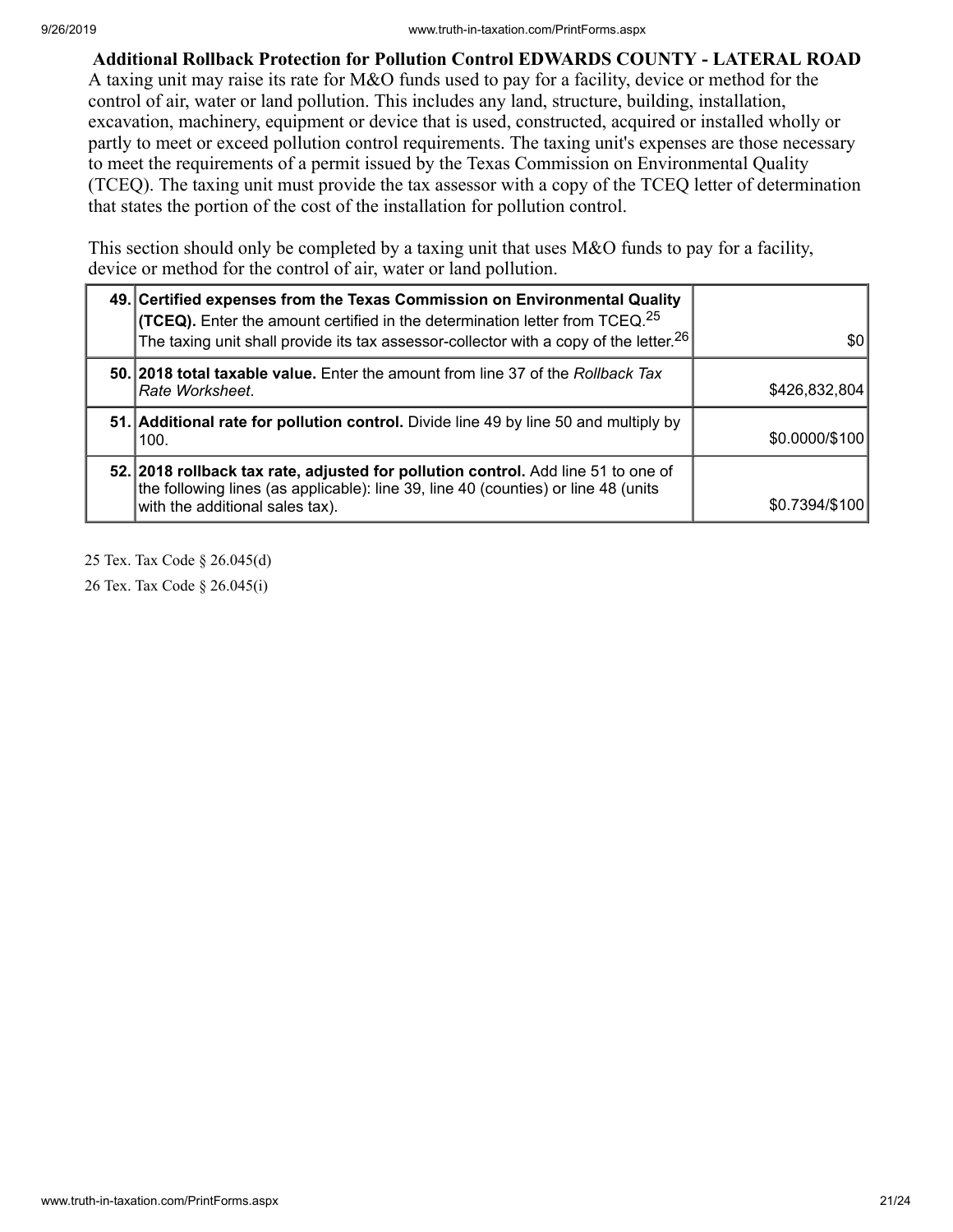**Additional Rollback Protection for Pollution Control EDWARDS COUNTY - LATERAL ROAD**

A taxing unit may raise its rate for M&O funds used to pay for a facility, device or method for the control of air, water or land pollution. This includes any land, structure, building, installation, excavation, machinery, equipment or device that is used, constructed, acquired or installed wholly or partly to meet or exceed pollution control requirements. The taxing unit's expenses are those necessary to meet the requirements of a permit issued by the Texas Commission on Environmental Quality (TCEQ). The taxing unit must provide the tax assessor with a copy of the TCEQ letter of determination that states the portion of the cost of the installation for pollution control.

This section should only be completed by a taxing unit that uses M&O funds to pay for a facility, device or method for the control of air, water or land pollution.

| | | |
|---|---|---|
| 49. | **Certified expenses from the Texas Commission on Environmental Quality (TCEQ).** Enter the amount certified in the determination letter from TCEQ.[25] The taxing unit shall provide its tax assessor-collector with a copy of the letter.[26] | $0 |
| 50. | **2018 total taxable value.** Enter the amount from line 37 of the *Rollback Tax Rate Worksheet*. | $426,832,804 |
| 51. | **Additional rate for pollution control.** Divide line 49 by line 50 and multiply by 100. | $0.0000/$100 |
| 52. | **2018 rollback tax rate, adjusted for pollution control.** Add line 51 to one of the following lines (as applicable): line 39, line 40 (counties) or line 48 (units with the additional sales tax). | $0.7394/$100 |

25 Tex. Tax Code § 26.045(d)

26 Tex. Tax Code § 26.045(i)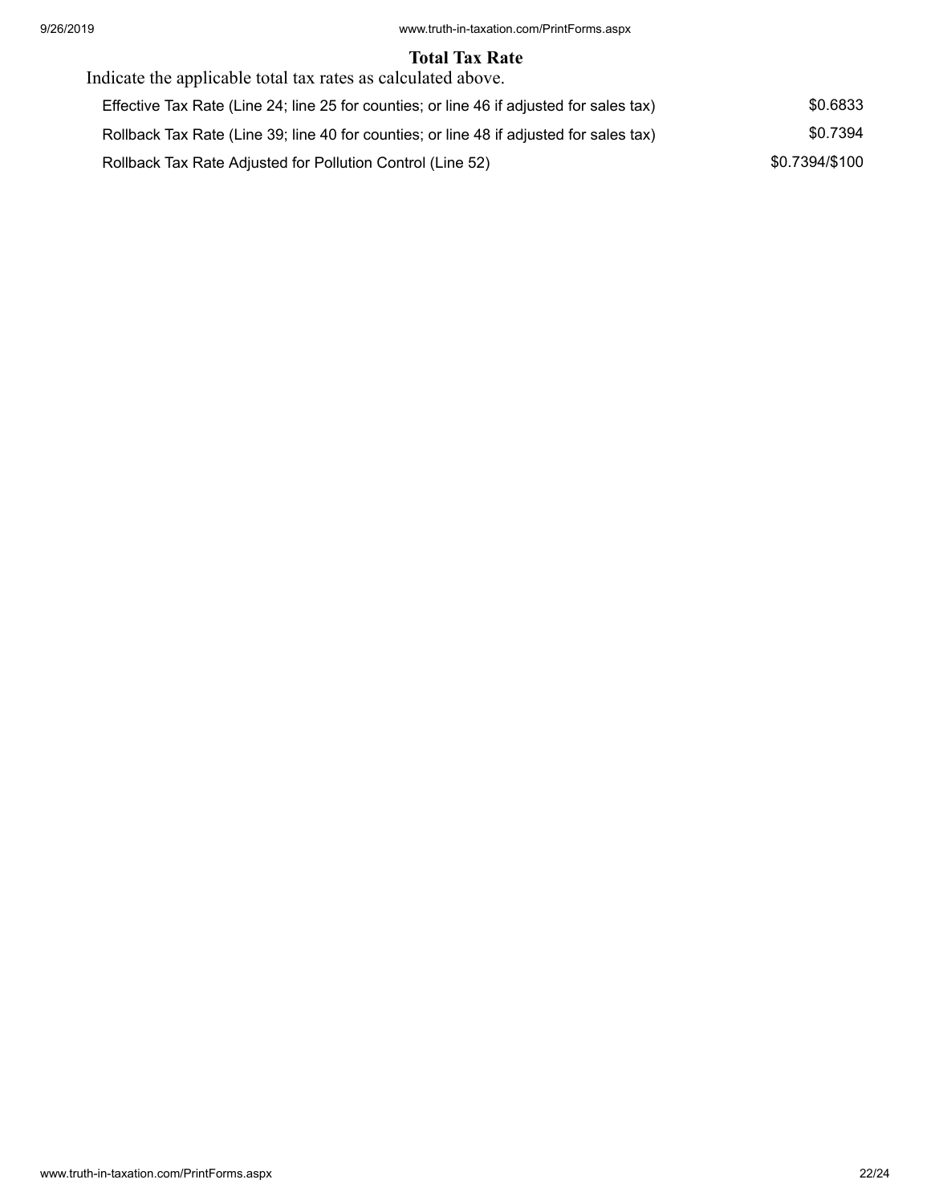## Total Tax Rate

Indicate the applicable total tax rates as calculated above.

| | |
|---|---|
| Effective Tax Rate (Line 24; line 25 for counties; or line 46 if adjusted for sales tax) | $0.6833 |
| Rollback Tax Rate (Line 39; line 40 for counties; or line 48 if adjusted for sales tax) | $0.7394 |
| Rollback Tax Rate Adjusted for Pollution Control (Line 52) | $0.7394/$100 |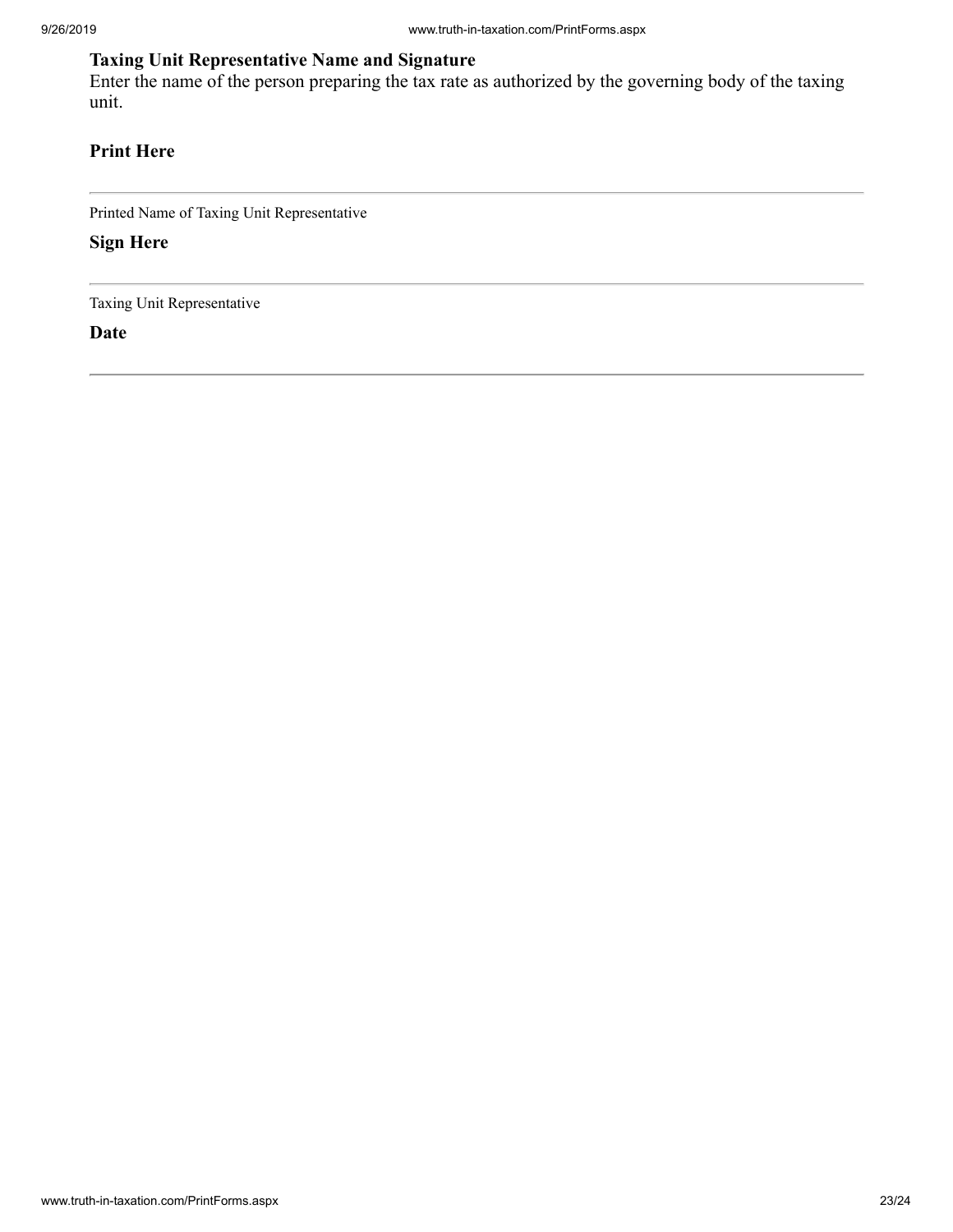**Taxing Unit Representative Name and Signature**

Enter the name of the person preparing the tax rate as authorized by the governing body of the taxing unit.

**Print Here**

---

Printed Name of Taxing Unit Representative

**Sign Here**

---

Taxing Unit Representative

**Date**

---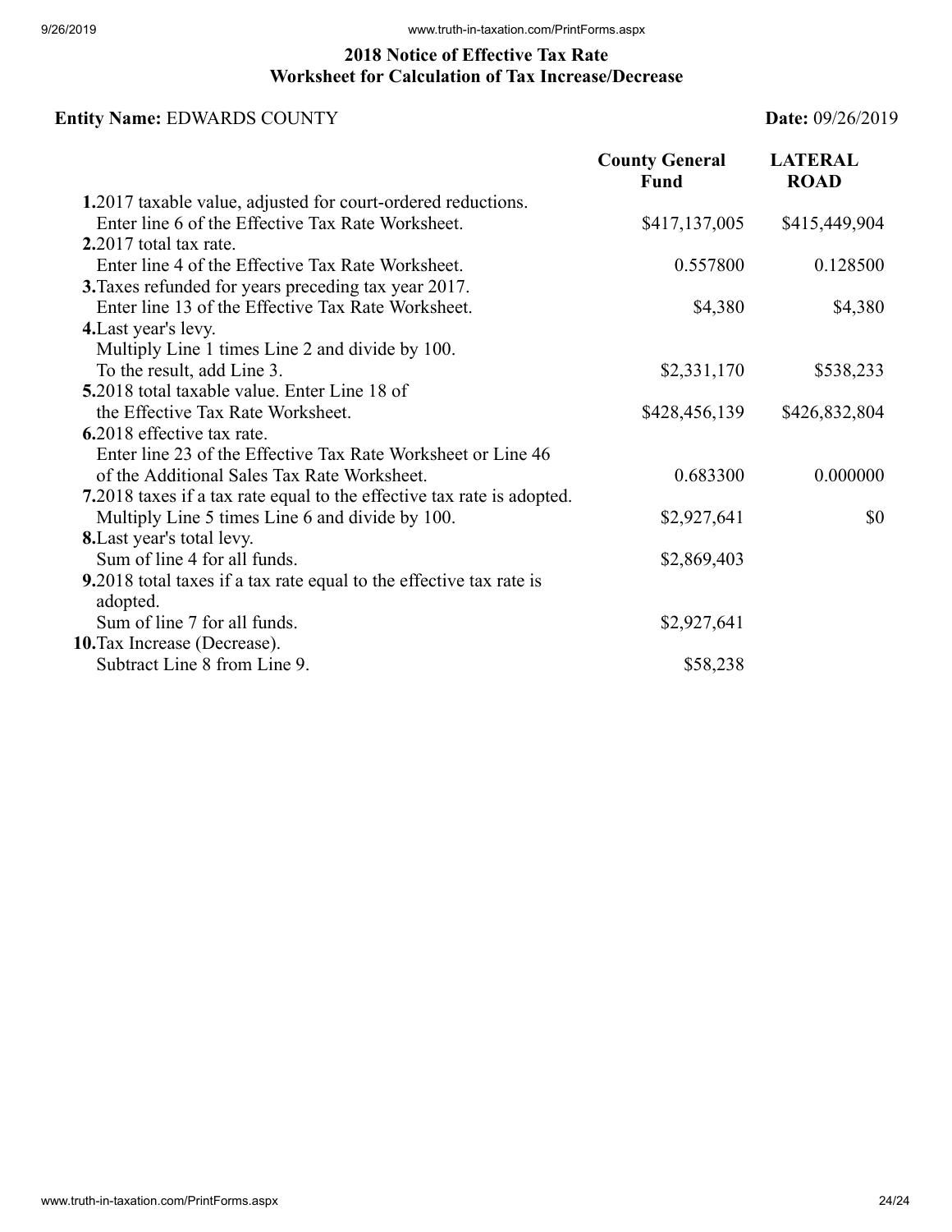## 2018 Notice of Effective Tax Rate
## Worksheet for Calculation of Tax Increase/Decrease

**Entity Name:** EDWARDS COUNTY **Date:** 09/26/2019

| | County General Fund | LATERAL ROAD |
|---|---|---|
| **1.** 2017 taxable value, adjusted for court-ordered reductions. Enter line 6 of the Effective Tax Rate Worksheet. | $417,137,005 | $415,449,904 |
| **2.** 2017 total tax rate. Enter line 4 of the Effective Tax Rate Worksheet. | 0.557800 | 0.128500 |
| **3.** Taxes refunded for years preceding tax year 2017. Enter line 13 of the Effective Tax Rate Worksheet. | $4,380 | $4,380 |
| **4.** Last year's levy. Multiply Line 1 times Line 2 and divide by 100. To the result, add Line 3. | $2,331,170 | $538,233 |
| **5.** 2018 total taxable value. Enter Line 18 of the Effective Tax Rate Worksheet. | $428,456,139 | $426,832,804 |
| **6.** 2018 effective tax rate. Enter line 23 of the Effective Tax Rate Worksheet or Line 46 of the Additional Sales Tax Rate Worksheet. | 0.683300 | 0.000000 |
| **7.** 2018 taxes if a tax rate equal to the effective tax rate is adopted. Multiply Line 5 times Line 6 and divide by 100. | $2,927,641 | $0 |
| **8.** Last year's total levy. Sum of line 4 for all funds. | $2,869,403 | |
| **9.** 2018 total taxes if a tax rate equal to the effective tax rate is adopted. Sum of line 7 for all funds. | $2,927,641 | |
| **10.** Tax Increase (Decrease). Subtract Line 8 from Line 9. | $58,238 | |